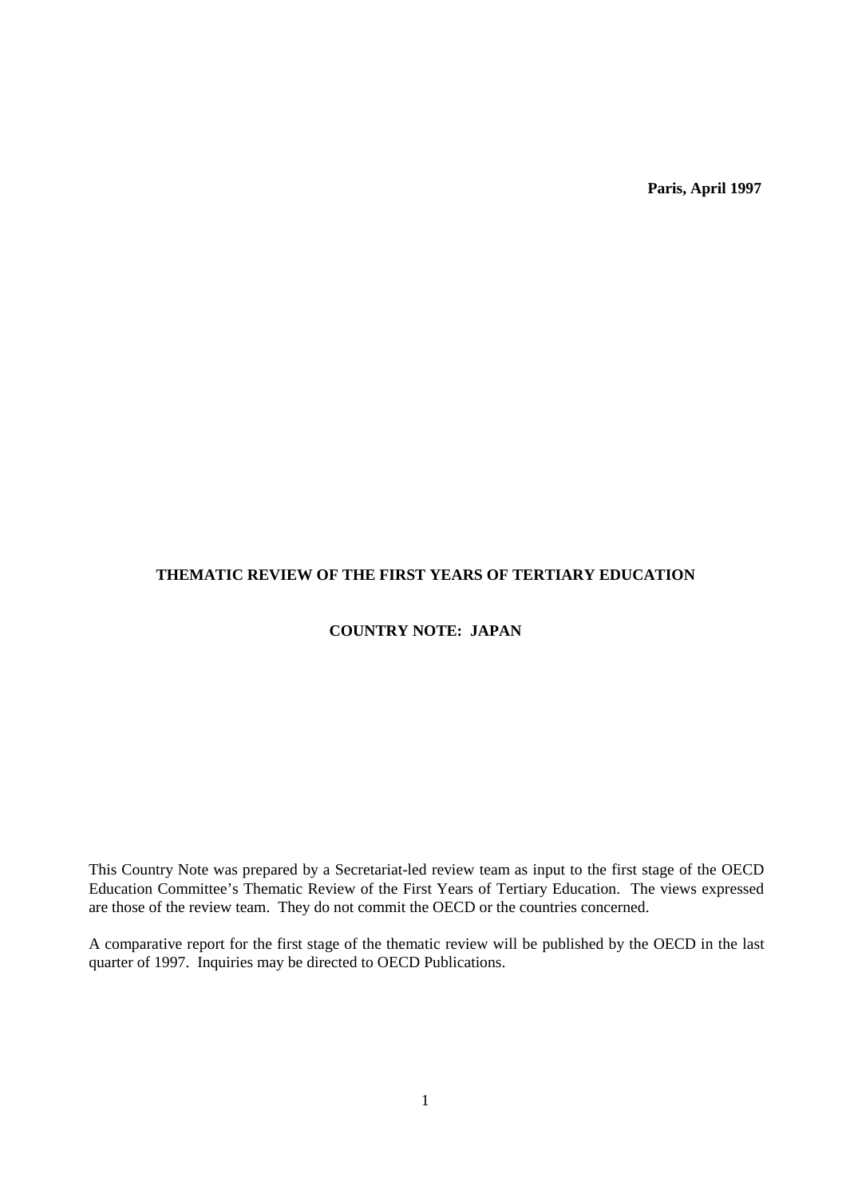**Paris, April 1997**

# THEMATIC REVIEW OF THE FIRST YEARS OF TERTIARY EDUCATION

## COUNTRY NOTE: JAPAN

This Country Note was prepared by a Secretariat-led review team as input to the first stage of the OECD Education Committee's Thematic Review of the First Years of Tertiary Education. The views expressed are those of the review team. They do not commit the OECD or the countries concerned.

A comparative report for the first stage of the thematic review will be published by the OECD in the last quarter of 1997. Inquiries may be directed to OECD Publications.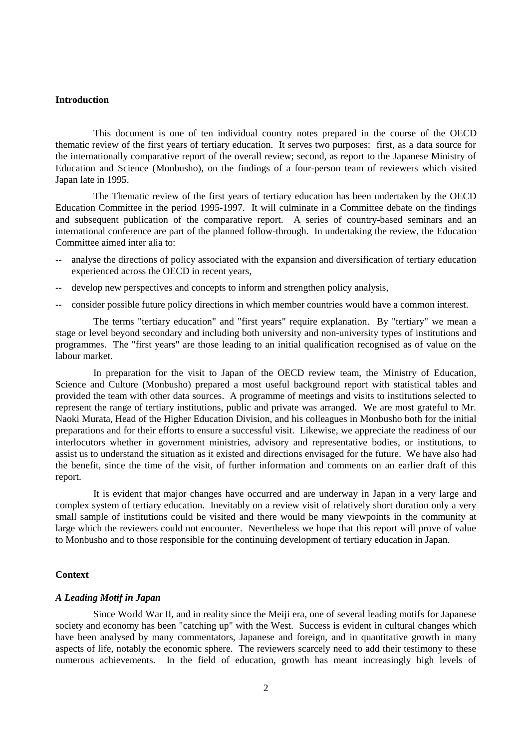## Introduction

This document is one of ten individual country notes prepared in the course of the OECD thematic review of the first years of tertiary education. It serves two purposes: first, as a data source for the internationally comparative report of the overall review; second, as report to the Japanese Ministry of Education and Science (Monbusho), on the findings of a four-person team of reviewers which visited Japan late in 1995.

The Thematic review of the first years of tertiary education has been undertaken by the OECD Education Committee in the period 1995-1997. It will culminate in a Committee debate on the findings and subsequent publication of the comparative report. A series of country-based seminars and an international conference are part of the planned follow-through. In undertaking the review, the Education Committee aimed inter alia to:

- analyse the directions of policy associated with the expansion and diversification of tertiary education experienced across the OECD in recent years,
- develop new perspectives and concepts to inform and strengthen policy analysis,
- consider possible future policy directions in which member countries would have a common interest.

The terms "tertiary education" and "first years" require explanation. By "tertiary" we mean a stage or level beyond secondary and including both university and non-university types of institutions and programmes. The "first years" are those leading to an initial qualification recognised as of value on the labour market.

In preparation for the visit to Japan of the OECD review team, the Ministry of Education, Science and Culture (Monbusho) prepared a most useful background report with statistical tables and provided the team with other data sources. A programme of meetings and visits to institutions selected to represent the range of tertiary institutions, public and private was arranged. We are most grateful to Mr. Naoki Murata, Head of the Higher Education Division, and his colleagues in Monbusho both for the initial preparations and for their efforts to ensure a successful visit. Likewise, we appreciate the readiness of our interlocutors whether in government ministries, advisory and representative bodies, or institutions, to assist us to understand the situation as it existed and directions envisaged for the future. We have also had the benefit, since the time of the visit, of further information and comments on an earlier draft of this report.

It is evident that major changes have occurred and are underway in Japan in a very large and complex system of tertiary education. Inevitably on a review visit of relatively short duration only a very small sample of institutions could be visited and there would be many viewpoints in the community at large which the reviewers could not encounter. Nevertheless we hope that this report will prove of value to Monbusho and to those responsible for the continuing development of tertiary education in Japan.

## Context

### *A Leading Motif in Japan*

Since World War II, and in reality since the Meiji era, one of several leading motifs for Japanese society and economy has been "catching up" with the West. Success is evident in cultural changes which have been analysed by many commentators, Japanese and foreign, and in quantitative growth in many aspects of life, notably the economic sphere. The reviewers scarcely need to add their testimony to these numerous achievements. In the field of education, growth has meant increasingly high levels of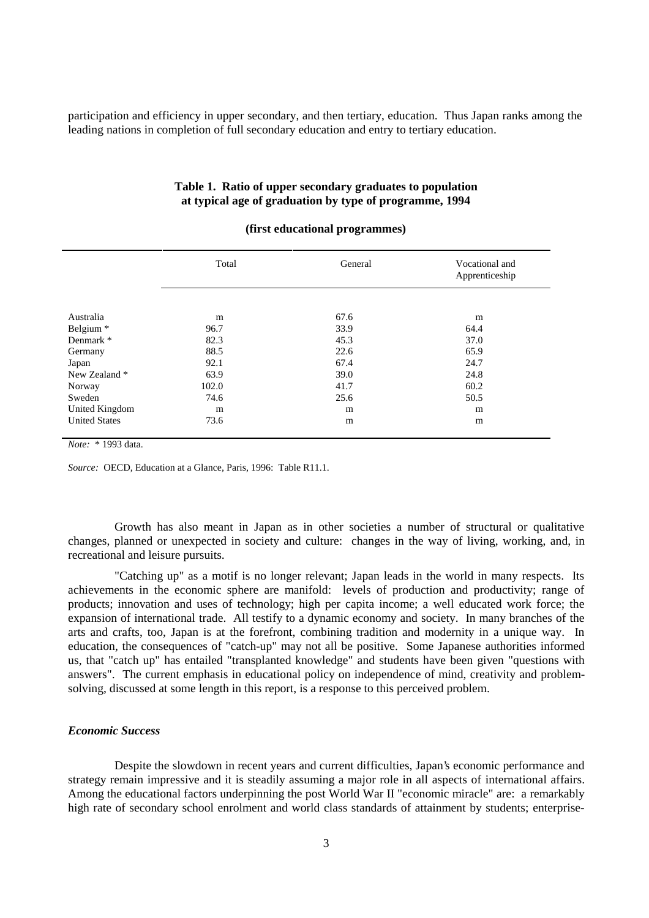participation and efficiency in upper secondary, and then tertiary, education. Thus Japan ranks among the leading nations in completion of full secondary education and entry to tertiary education.

**Table 1. Ratio of upper secondary graduates to population at typical age of graduation by type of programme, 1994**

**(first educational programmes)**

| | Total | General | Vocational and Apprenticeship |
|---|---|---|---|
| Australia | m | 67.6 | m |
| Belgium * | 96.7 | 33.9 | 64.4 |
| Denmark * | 82.3 | 45.3 | 37.0 |
| Germany | 88.5 | 22.6 | 65.9 |
| Japan | 92.1 | 67.4 | 24.7 |
| New Zealand * | 63.9 | 39.0 | 24.8 |
| Norway | 102.0 | 41.7 | 60.2 |
| Sweden | 74.6 | 25.6 | 50.5 |
| United Kingdom | m | m | m |
| United States | 73.6 | m | m |

*Note:* * 1993 data.

*Source:* OECD, Education at a Glance, Paris, 1996: Table R11.1.

Growth has also meant in Japan as in other societies a number of structural or qualitative changes, planned or unexpected in society and culture: changes in the way of living, working, and, in recreational and leisure pursuits.

"Catching up" as a motif is no longer relevant; Japan leads in the world in many respects. Its achievements in the economic sphere are manifold: levels of production and productivity; range of products; innovation and uses of technology; high per capita income; a well educated work force; the expansion of international trade. All testify to a dynamic economy and society. In many branches of the arts and crafts, too, Japan is at the forefront, combining tradition and modernity in a unique way. In education, the consequences of "catch-up" may not all be positive. Some Japanese authorities informed us, that "catch up" has entailed "transplanted knowledge" and students have been given "questions with answers". The current emphasis in educational policy on independence of mind, creativity and problem-solving, discussed at some length in this report, is a response to this perceived problem.

### *Economic Success*

Despite the slowdown in recent years and current difficulties, Japan's economic performance and strategy remain impressive and it is steadily assuming a major role in all aspects of international affairs. Among the educational factors underpinning the post World War II "economic miracle" are: a remarkably high rate of secondary school enrolment and world class standards of attainment by students; enterprise-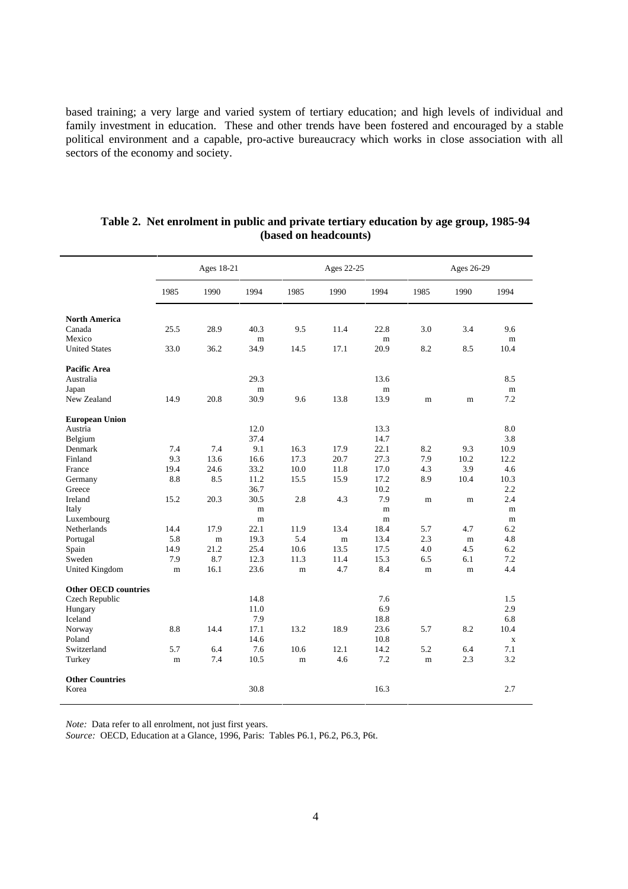based training; a very large and varied system of tertiary education; and high levels of individual and family investment in education. These and other trends have been fostered and encouraged by a stable political environment and a capable, pro-active bureaucracy which works in close association with all sectors of the economy and society.

**Table 2. Net enrolment in public and private tertiary education by age group, 1985-94 (based on headcounts)**

| | Ages 18-21 | | | Ages 22-25 | | | Ages 26-29 | | |
|---|---|---|---|---|---|---|---|---|---|
| | 1985 | 1990 | 1994 | 1985 | 1990 | 1994 | 1985 | 1990 | 1994 |
| **North America** | | | | | | | | | |
| Canada | 25.5 | 28.9 | 40.3 | 9.5 | 11.4 | 22.8 | 3.0 | 3.4 | 9.6 |
| Mexico | | | m | | | m | | | m |
| United States | 33.0 | 36.2 | 34.9 | 14.5 | 17.1 | 20.9 | 8.2 | 8.5 | 10.4 |
| **Pacific Area** | | | | | | | | | |
| Australia | | | 29.3 | | | 13.6 | | | 8.5 |
| Japan | | | m | | | m | | | m |
| New Zealand | 14.9 | 20.8 | 30.9 | 9.6 | 13.8 | 13.9 | m | m | 7.2 |
| **European Union** | | | | | | | | | |
| Austria | | | 12.0 | | | 13.3 | | | 8.0 |
| Belgium | | | 37.4 | | | 14.7 | | | 3.8 |
| Denmark | 7.4 | 7.4 | 9.1 | 16.3 | 17.9 | 22.1 | 8.2 | 9.3 | 10.9 |
| Finland | 9.3 | 13.6 | 16.6 | 17.3 | 20.7 | 27.3 | 7.9 | 10.2 | 12.2 |
| France | 19.4 | 24.6 | 33.2 | 10.0 | 11.8 | 17.0 | 4.3 | 3.9 | 4.6 |
| Germany | 8.8 | 8.5 | 11.2 | 15.5 | 15.9 | 17.2 | 8.9 | 10.4 | 10.3 |
| Greece | | | 36.7 | | | 10.2 | | | 2.2 |
| Ireland | 15.2 | 20.3 | 30.5 | 2.8 | 4.3 | 7.9 | m | m | 2.4 |
| Italy | | | m | | | m | | | m |
| Luxembourg | | | m | | | m | | | m |
| Netherlands | 14.4 | 17.9 | 22.1 | 11.9 | 13.4 | 18.4 | 5.7 | 4.7 | 6.2 |
| Portugal | 5.8 | m | 19.3 | 5.4 | m | 13.4 | 2.3 | m | 4.8 |
| Spain | 14.9 | 21.2 | 25.4 | 10.6 | 13.5 | 17.5 | 4.0 | 4.5 | 6.2 |
| Sweden | 7.9 | 8.7 | 12.3 | 11.3 | 11.4 | 15.3 | 6.5 | 6.1 | 7.2 |
| United Kingdom | m | 16.1 | 23.6 | m | 4.7 | 8.4 | m | m | 4.4 |
| **Other OECD countries** | | | | | | | | | |
| Czech Republic | | | 14.8 | | | 7.6 | | | 1.5 |
| Hungary | | | 11.0 | | | 6.9 | | | 2.9 |
| Iceland | | | 7.9 | | | 18.8 | | | 6.8 |
| Norway | 8.8 | 14.4 | 17.1 | 13.2 | 18.9 | 23.6 | 5.7 | 8.2 | 10.4 |
| Poland | | | 14.6 | | | 10.8 | | | x |
| Switzerland | 5.7 | 6.4 | 7.6 | 10.6 | 12.1 | 14.2 | 5.2 | 6.4 | 7.1 |
| Turkey | m | 7.4 | 10.5 | m | 4.6 | 7.2 | m | 2.3 | 3.2 |
| **Other Countries** | | | | | | | | | |
| Korea | | | 30.8 | | | 16.3 | | | 2.7 |

*Note:* Data refer to all enrolment, not just first years.
*Source:* OECD, Education at a Glance, 1996, Paris: Tables P6.1, P6.2, P6.3, P6t.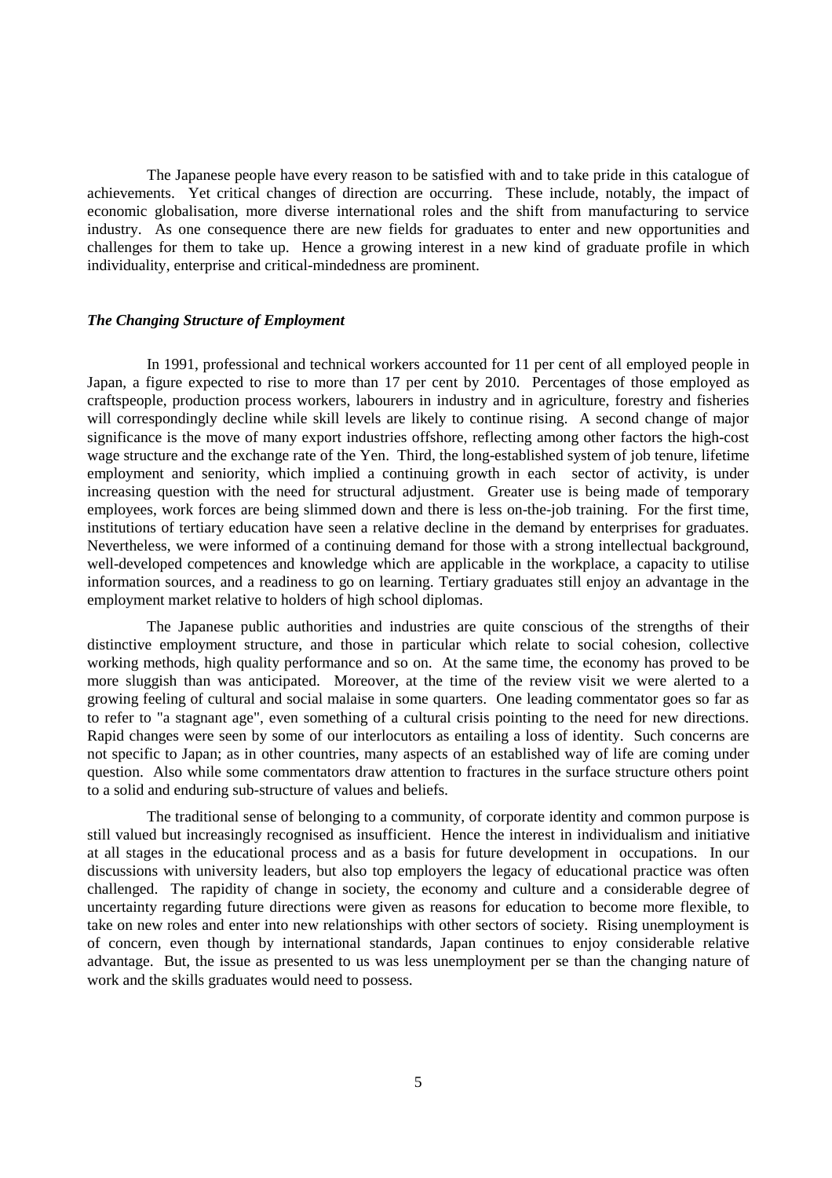The Japanese people have every reason to be satisfied with and to take pride in this catalogue of achievements. Yet critical changes of direction are occurring. These include, notably, the impact of economic globalisation, more diverse international roles and the shift from manufacturing to service industry. As one consequence there are new fields for graduates to enter and new opportunities and challenges for them to take up. Hence a growing interest in a new kind of graduate profile in which individuality, enterprise and critical-mindedness are prominent.

### *The Changing Structure of Employment*

In 1991, professional and technical workers accounted for 11 per cent of all employed people in Japan, a figure expected to rise to more than 17 per cent by 2010. Percentages of those employed as craftspeople, production process workers, labourers in industry and in agriculture, forestry and fisheries will correspondingly decline while skill levels are likely to continue rising. A second change of major significance is the move of many export industries offshore, reflecting among other factors the high-cost wage structure and the exchange rate of the Yen. Third, the long-established system of job tenure, lifetime employment and seniority, which implied a continuing growth in each sector of activity, is under increasing question with the need for structural adjustment. Greater use is being made of temporary employees, work forces are being slimmed down and there is less on-the-job training. For the first time, institutions of tertiary education have seen a relative decline in the demand by enterprises for graduates. Nevertheless, we were informed of a continuing demand for those with a strong intellectual background, well-developed competences and knowledge which are applicable in the workplace, a capacity to utilise information sources, and a readiness to go on learning. Tertiary graduates still enjoy an advantage in the employment market relative to holders of high school diplomas.

The Japanese public authorities and industries are quite conscious of the strengths of their distinctive employment structure, and those in particular which relate to social cohesion, collective working methods, high quality performance and so on. At the same time, the economy has proved to be more sluggish than was anticipated. Moreover, at the time of the review visit we were alerted to a growing feeling of cultural and social malaise in some quarters. One leading commentator goes so far as to refer to "a stagnant age", even something of a cultural crisis pointing to the need for new directions. Rapid changes were seen by some of our interlocutors as entailing a loss of identity. Such concerns are not specific to Japan; as in other countries, many aspects of an established way of life are coming under question. Also while some commentators draw attention to fractures in the surface structure others point to a solid and enduring sub-structure of values and beliefs.

The traditional sense of belonging to a community, of corporate identity and common purpose is still valued but increasingly recognised as insufficient. Hence the interest in individualism and initiative at all stages in the educational process and as a basis for future development in occupations. In our discussions with university leaders, but also top employers the legacy of educational practice was often challenged. The rapidity of change in society, the economy and culture and a considerable degree of uncertainty regarding future directions were given as reasons for education to become more flexible, to take on new roles and enter into new relationships with other sectors of society. Rising unemployment is of concern, even though by international standards, Japan continues to enjoy considerable relative advantage. But, the issue as presented to us was less unemployment per se than the changing nature of work and the skills graduates would need to possess.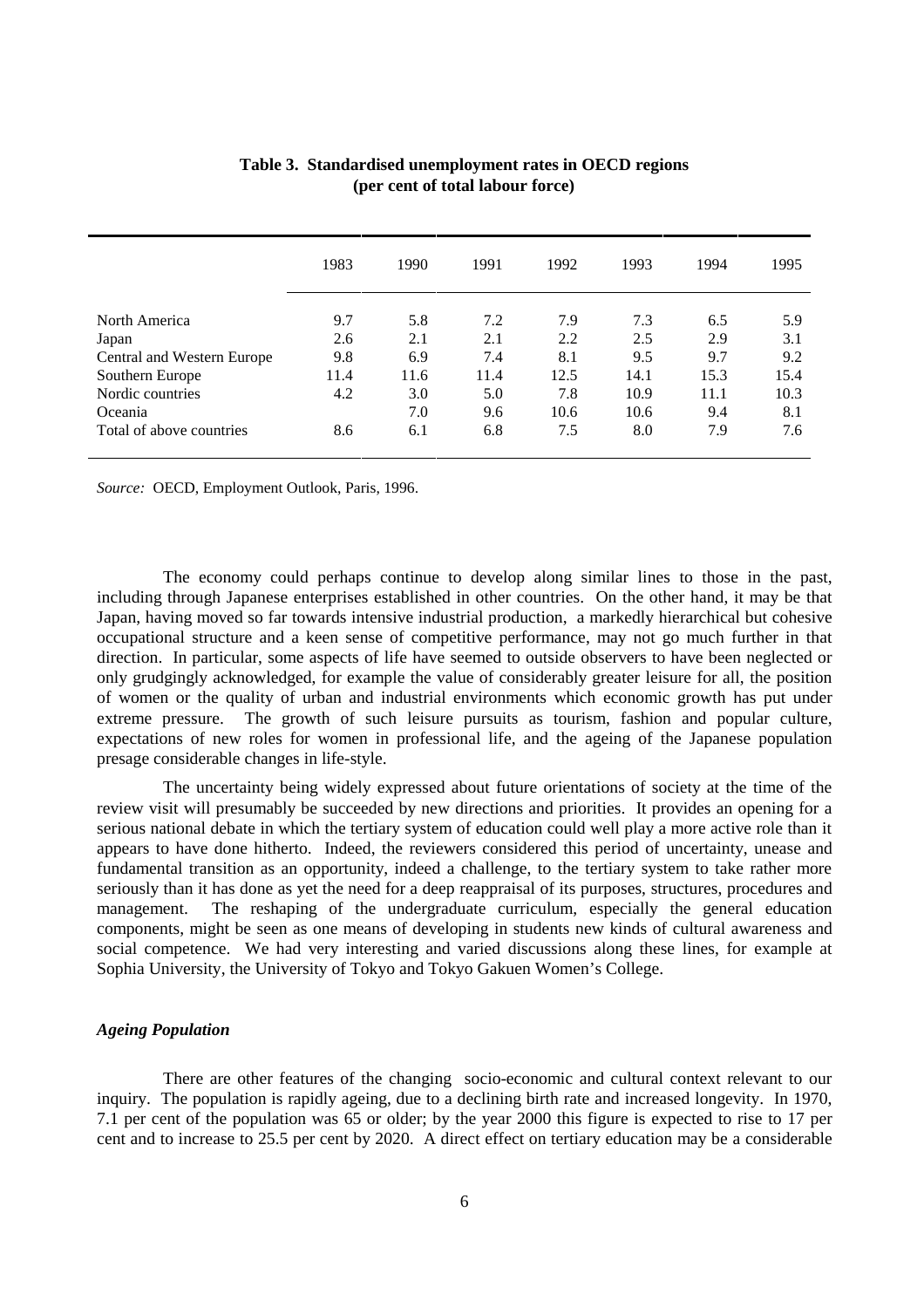**Table 3. Standardised unemployment rates in OECD regions (per cent of total labour force)**

| | 1983 | 1990 | 1991 | 1992 | 1993 | 1994 | 1995 |
|---|---|---|---|---|---|---|---|
| North America | 9.7 | 5.8 | 7.2 | 7.9 | 7.3 | 6.5 | 5.9 |
| Japan | 2.6 | 2.1 | 2.1 | 2.2 | 2.5 | 2.9 | 3.1 |
| Central and Western Europe | 9.8 | 6.9 | 7.4 | 8.1 | 9.5 | 9.7 | 9.2 |
| Southern Europe | 11.4 | 11.6 | 11.4 | 12.5 | 14.1 | 15.3 | 15.4 |
| Nordic countries | 4.2 | 3.0 | 5.0 | 7.8 | 10.9 | 11.1 | 10.3 |
| Oceania | | 7.0 | 9.6 | 10.6 | 10.6 | 9.4 | 8.1 |
| Total of above countries | 8.6 | 6.1 | 6.8 | 7.5 | 8.0 | 7.9 | 7.6 |

*Source:* OECD, Employment Outlook, Paris, 1996.

The economy could perhaps continue to develop along similar lines to those in the past, including through Japanese enterprises established in other countries. On the other hand, it may be that Japan, having moved so far towards intensive industrial production, a markedly hierarchical but cohesive occupational structure and a keen sense of competitive performance, may not go much further in that direction. In particular, some aspects of life have seemed to outside observers to have been neglected or only grudgingly acknowledged, for example the value of considerably greater leisure for all, the position of women or the quality of urban and industrial environments which economic growth has put under extreme pressure. The growth of such leisure pursuits as tourism, fashion and popular culture, expectations of new roles for women in professional life, and the ageing of the Japanese population presage considerable changes in life-style.

The uncertainty being widely expressed about future orientations of society at the time of the review visit will presumably be succeeded by new directions and priorities. It provides an opening for a serious national debate in which the tertiary system of education could well play a more active role than it appears to have done hitherto. Indeed, the reviewers considered this period of uncertainty, unease and fundamental transition as an opportunity, indeed a challenge, to the tertiary system to take rather more seriously than it has done as yet the need for a deep reappraisal of its purposes, structures, procedures and management. The reshaping of the undergraduate curriculum, especially the general education components, might be seen as one means of developing in students new kinds of cultural awareness and social competence. We had very interesting and varied discussions along these lines, for example at Sophia University, the University of Tokyo and Tokyo Gakuen Women's College.

### *Ageing Population*

There are other features of the changing socio-economic and cultural context relevant to our inquiry. The population is rapidly ageing, due to a declining birth rate and increased longevity. In 1970, 7.1 per cent of the population was 65 or older; by the year 2000 this figure is expected to rise to 17 per cent and to increase to 25.5 per cent by 2020. A direct effect on tertiary education may be a considerable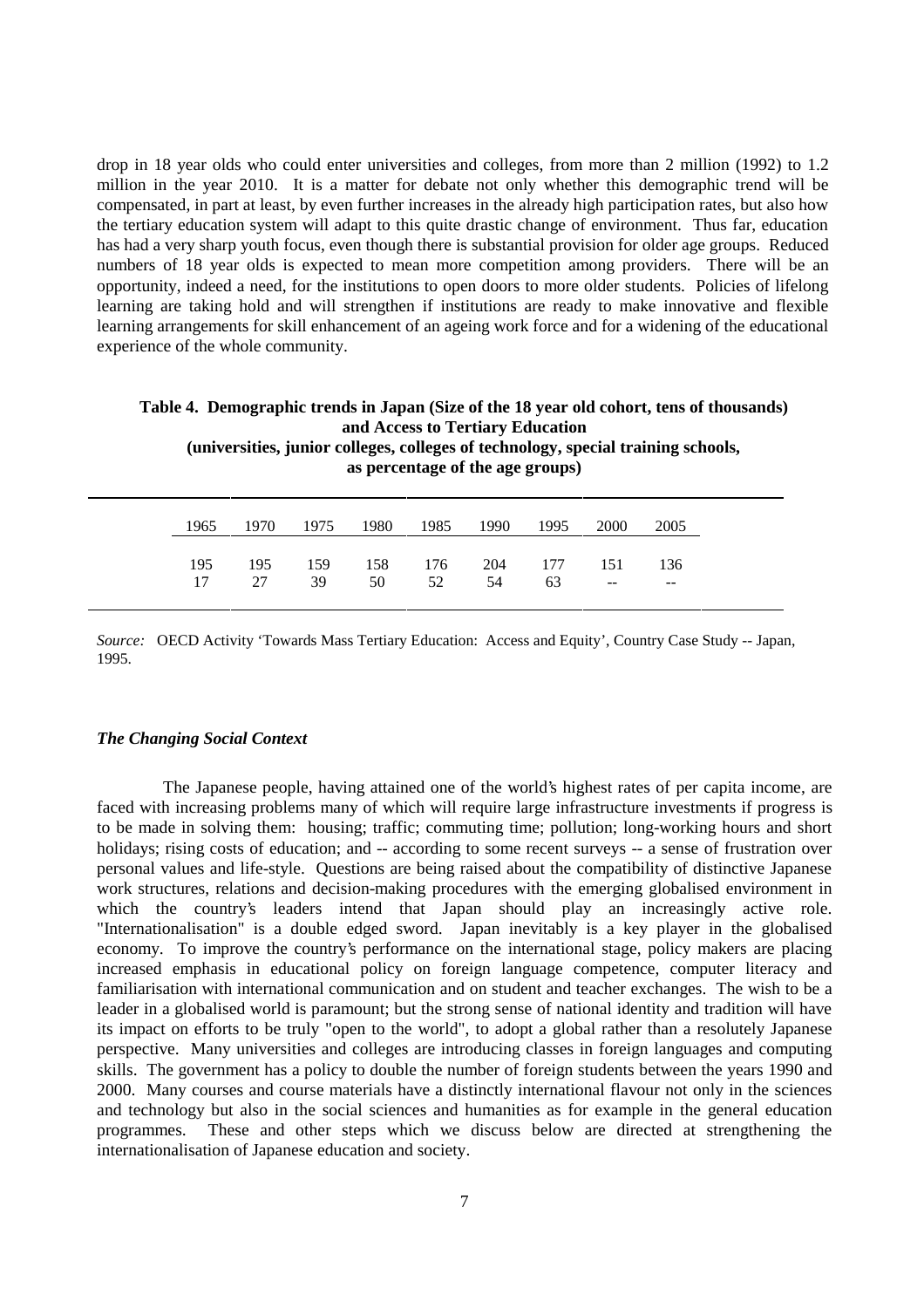drop in 18 year olds who could enter universities and colleges, from more than 2 million (1992) to 1.2 million in the year 2010. It is a matter for debate not only whether this demographic trend will be compensated, in part at least, by even further increases in the already high participation rates, but also how the tertiary education system will adapt to this quite drastic change of environment. Thus far, education has had a very sharp youth focus, even though there is substantial provision for older age groups. Reduced numbers of 18 year olds is expected to mean more competition among providers. There will be an opportunity, indeed a need, for the institutions to open doors to more older students. Policies of lifelong learning are taking hold and will strengthen if institutions are ready to make innovative and flexible learning arrangements for skill enhancement of an ageing work force and for a widening of the educational experience of the whole community.

**Table 4. Demographic trends in Japan (Size of the 18 year old cohort, tens of thousands) and Access to Tertiary Education (universities, junior colleges, colleges of technology, special training schools, as percentage of the age groups)**

| 1965 | 1970 | 1975 | 1980 | 1985 | 1990 | 1995 | 2000 | 2005 |
|---|---|---|---|---|---|---|---|---|
| 195 | 195 | 159 | 158 | 176 | 204 | 177 | 151 | 136 |
| 17 | 27 | 39 | 50 | 52 | 54 | 63 | -- | -- |

*Source:* OECD Activity 'Towards Mass Tertiary Education: Access and Equity', Country Case Study -- Japan, 1995.

### *The Changing Social Context*

The Japanese people, having attained one of the world's highest rates of per capita income, are faced with increasing problems many of which will require large infrastructure investments if progress is to be made in solving them: housing; traffic; commuting time; pollution; long-working hours and short holidays; rising costs of education; and -- according to some recent surveys -- a sense of frustration over personal values and life-style. Questions are being raised about the compatibility of distinctive Japanese work structures, relations and decision-making procedures with the emerging globalised environment in which the country's leaders intend that Japan should play an increasingly active role. "Internationalisation" is a double edged sword. Japan inevitably is a key player in the globalised economy. To improve the country's performance on the international stage, policy makers are placing increased emphasis in educational policy on foreign language competence, computer literacy and familiarisation with international communication and on student and teacher exchanges. The wish to be a leader in a globalised world is paramount; but the strong sense of national identity and tradition will have its impact on efforts to be truly "open to the world", to adopt a global rather than a resolutely Japanese perspective. Many universities and colleges are introducing classes in foreign languages and computing skills. The government has a policy to double the number of foreign students between the years 1990 and 2000. Many courses and course materials have a distinctly international flavour not only in the sciences and technology but also in the social sciences and humanities as for example in the general education programmes. These and other steps which we discuss below are directed at strengthening the internationalisation of Japanese education and society.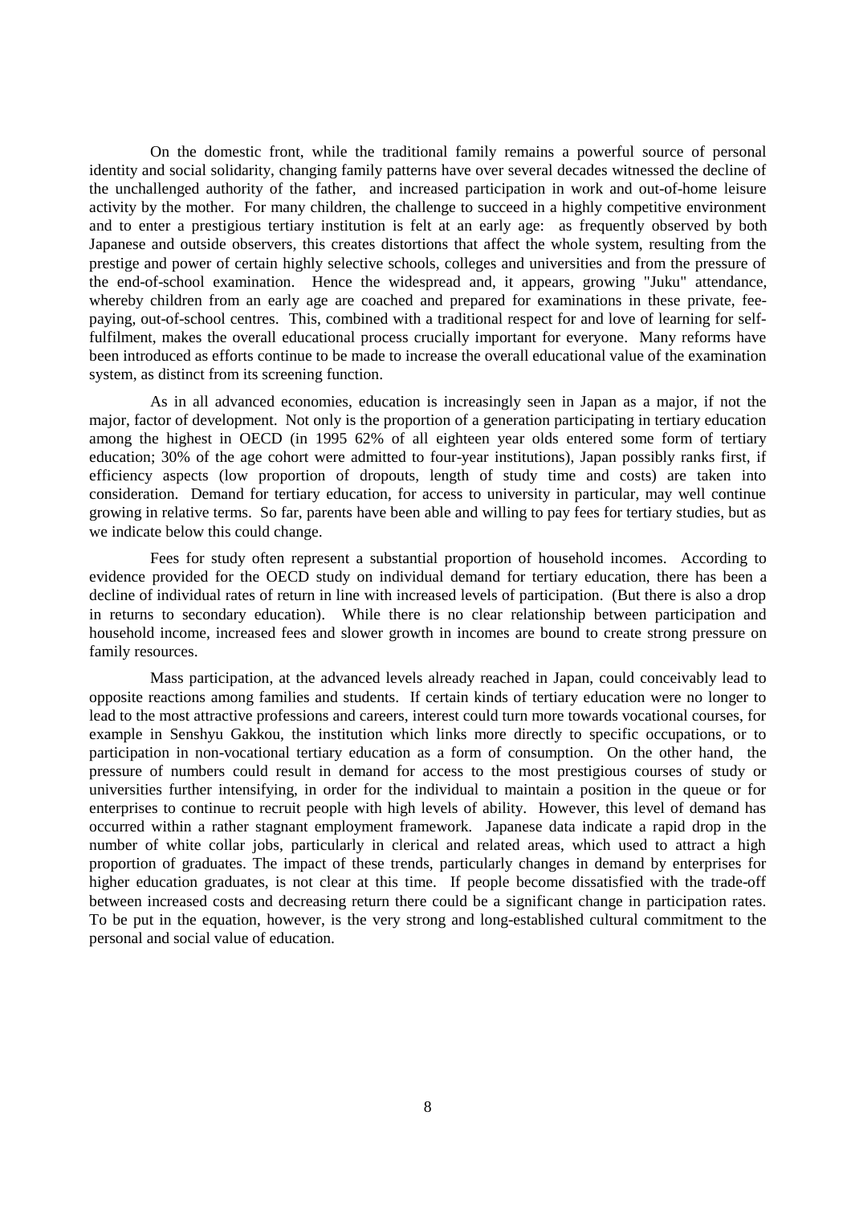On the domestic front, while the traditional family remains a powerful source of personal identity and social solidarity, changing family patterns have over several decades witnessed the decline of the unchallenged authority of the father, and increased participation in work and out-of-home leisure activity by the mother. For many children, the challenge to succeed in a highly competitive environment and to enter a prestigious tertiary institution is felt at an early age: as frequently observed by both Japanese and outside observers, this creates distortions that affect the whole system, resulting from the prestige and power of certain highly selective schools, colleges and universities and from the pressure of the end-of-school examination. Hence the widespread and, it appears, growing "Juku" attendance, whereby children from an early age are coached and prepared for examinations in these private, fee-paying, out-of-school centres. This, combined with a traditional respect for and love of learning for self-fulfilment, makes the overall educational process crucially important for everyone. Many reforms have been introduced as efforts continue to be made to increase the overall educational value of the examination system, as distinct from its screening function.

As in all advanced economies, education is increasingly seen in Japan as a major, if not the major, factor of development. Not only is the proportion of a generation participating in tertiary education among the highest in OECD (in 1995 62% of all eighteen year olds entered some form of tertiary education; 30% of the age cohort were admitted to four-year institutions), Japan possibly ranks first, if efficiency aspects (low proportion of dropouts, length of study time and costs) are taken into consideration. Demand for tertiary education, for access to university in particular, may well continue growing in relative terms. So far, parents have been able and willing to pay fees for tertiary studies, but as we indicate below this could change.

Fees for study often represent a substantial proportion of household incomes. According to evidence provided for the OECD study on individual demand for tertiary education, there has been a decline of individual rates of return in line with increased levels of participation. (But there is also a drop in returns to secondary education). While there is no clear relationship between participation and household income, increased fees and slower growth in incomes are bound to create strong pressure on family resources.

Mass participation, at the advanced levels already reached in Japan, could conceivably lead to opposite reactions among families and students. If certain kinds of tertiary education were no longer to lead to the most attractive professions and careers, interest could turn more towards vocational courses, for example in Senshyu Gakkou, the institution which links more directly to specific occupations, or to participation in non-vocational tertiary education as a form of consumption. On the other hand, the pressure of numbers could result in demand for access to the most prestigious courses of study or universities further intensifying, in order for the individual to maintain a position in the queue or for enterprises to continue to recruit people with high levels of ability. However, this level of demand has occurred within a rather stagnant employment framework. Japanese data indicate a rapid drop in the number of white collar jobs, particularly in clerical and related areas, which used to attract a high proportion of graduates. The impact of these trends, particularly changes in demand by enterprises for higher education graduates, is not clear at this time. If people become dissatisfied with the trade-off between increased costs and decreasing return there could be a significant change in participation rates. To be put in the equation, however, is the very strong and long-established cultural commitment to the personal and social value of education.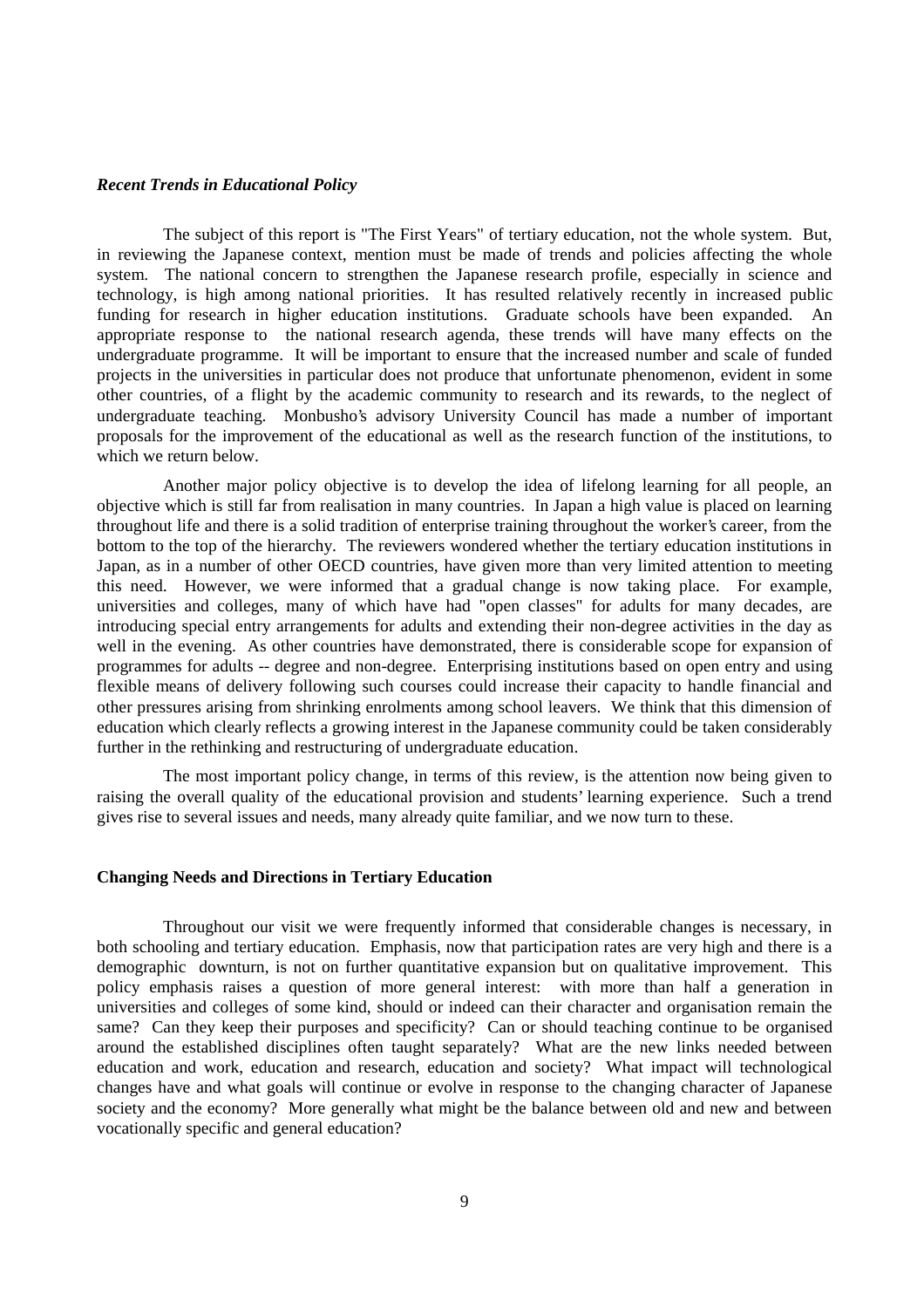### *Recent Trends in Educational Policy*

The subject of this report is "The First Years" of tertiary education, not the whole system. But, in reviewing the Japanese context, mention must be made of trends and policies affecting the whole system. The national concern to strengthen the Japanese research profile, especially in science and technology, is high among national priorities. It has resulted relatively recently in increased public funding for research in higher education institutions. Graduate schools have been expanded. An appropriate response to the national research agenda, these trends will have many effects on the undergraduate programme. It will be important to ensure that the increased number and scale of funded projects in the universities in particular does not produce that unfortunate phenomenon, evident in some other countries, of a flight by the academic community to research and its rewards, to the neglect of undergraduate teaching. Monbusho's advisory University Council has made a number of important proposals for the improvement of the educational as well as the research function of the institutions, to which we return below.

Another major policy objective is to develop the idea of lifelong learning for all people, an objective which is still far from realisation in many countries. In Japan a high value is placed on learning throughout life and there is a solid tradition of enterprise training throughout the worker's career, from the bottom to the top of the hierarchy. The reviewers wondered whether the tertiary education institutions in Japan, as in a number of other OECD countries, have given more than very limited attention to meeting this need. However, we were informed that a gradual change is now taking place. For example, universities and colleges, many of which have had "open classes" for adults for many decades, are introducing special entry arrangements for adults and extending their non-degree activities in the day as well in the evening. As other countries have demonstrated, there is considerable scope for expansion of programmes for adults -- degree and non-degree. Enterprising institutions based on open entry and using flexible means of delivery following such courses could increase their capacity to handle financial and other pressures arising from shrinking enrolments among school leavers. We think that this dimension of education which clearly reflects a growing interest in the Japanese community could be taken considerably further in the rethinking and restructuring of undergraduate education.

The most important policy change, in terms of this review, is the attention now being given to raising the overall quality of the educational provision and students' learning experience. Such a trend gives rise to several issues and needs, many already quite familiar, and we now turn to these.

## **Changing Needs and Directions in Tertiary Education**

Throughout our visit we were frequently informed that considerable changes is necessary, in both schooling and tertiary education. Emphasis, now that participation rates are very high and there is a demographic downturn, is not on further quantitative expansion but on qualitative improvement. This policy emphasis raises a question of more general interest: with more than half a generation in universities and colleges of some kind, should or indeed can their character and organisation remain the same? Can they keep their purposes and specificity? Can or should teaching continue to be organised around the established disciplines often taught separately? What are the new links needed between education and work, education and research, education and society? What impact will technological changes have and what goals will continue or evolve in response to the changing character of Japanese society and the economy? More generally what might be the balance between old and new and between vocationally specific and general education?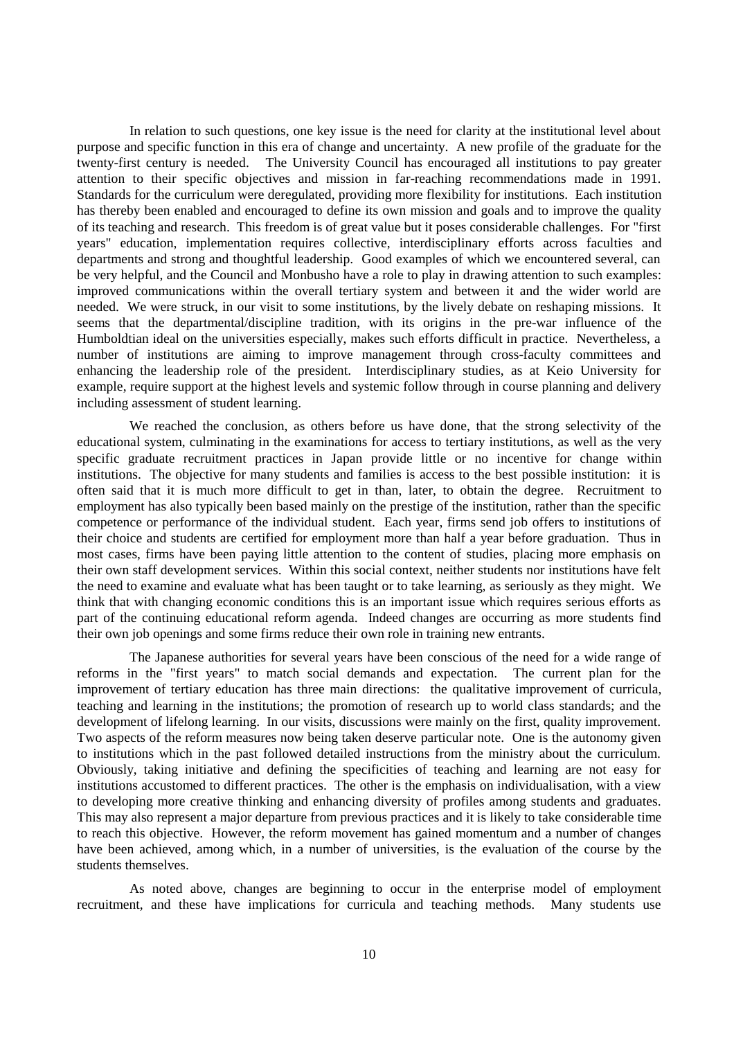In relation to such questions, one key issue is the need for clarity at the institutional level about purpose and specific function in this era of change and uncertainty. A new profile of the graduate for the twenty-first century is needed. The University Council has encouraged all institutions to pay greater attention to their specific objectives and mission in far-reaching recommendations made in 1991. Standards for the curriculum were deregulated, providing more flexibility for institutions. Each institution has thereby been enabled and encouraged to define its own mission and goals and to improve the quality of its teaching and research. This freedom is of great value but it poses considerable challenges. For "first years" education, implementation requires collective, interdisciplinary efforts across faculties and departments and strong and thoughtful leadership. Good examples of which we encountered several, can be very helpful, and the Council and Monbusho have a role to play in drawing attention to such examples: improved communications within the overall tertiary system and between it and the wider world are needed. We were struck, in our visit to some institutions, by the lively debate on reshaping missions. It seems that the departmental/discipline tradition, with its origins in the pre-war influence of the Humboldtian ideal on the universities especially, makes such efforts difficult in practice. Nevertheless, a number of institutions are aiming to improve management through cross-faculty committees and enhancing the leadership role of the president. Interdisciplinary studies, as at Keio University for example, require support at the highest levels and systemic follow through in course planning and delivery including assessment of student learning.

We reached the conclusion, as others before us have done, that the strong selectivity of the educational system, culminating in the examinations for access to tertiary institutions, as well as the very specific graduate recruitment practices in Japan provide little or no incentive for change within institutions. The objective for many students and families is access to the best possible institution: it is often said that it is much more difficult to get in than, later, to obtain the degree. Recruitment to employment has also typically been based mainly on the prestige of the institution, rather than the specific competence or performance of the individual student. Each year, firms send job offers to institutions of their choice and students are certified for employment more than half a year before graduation. Thus in most cases, firms have been paying little attention to the content of studies, placing more emphasis on their own staff development services. Within this social context, neither students nor institutions have felt the need to examine and evaluate what has been taught or to take learning, as seriously as they might. We think that with changing economic conditions this is an important issue which requires serious efforts as part of the continuing educational reform agenda. Indeed changes are occurring as more students find their own job openings and some firms reduce their own role in training new entrants.

The Japanese authorities for several years have been conscious of the need for a wide range of reforms in the "first years" to match social demands and expectation. The current plan for the improvement of tertiary education has three main directions: the qualitative improvement of curricula, teaching and learning in the institutions; the promotion of research up to world class standards; and the development of lifelong learning. In our visits, discussions were mainly on the first, quality improvement. Two aspects of the reform measures now being taken deserve particular note. One is the autonomy given to institutions which in the past followed detailed instructions from the ministry about the curriculum. Obviously, taking initiative and defining the specificities of teaching and learning are not easy for institutions accustomed to different practices. The other is the emphasis on individualisation, with a view to developing more creative thinking and enhancing diversity of profiles among students and graduates. This may also represent a major departure from previous practices and it is likely to take considerable time to reach this objective. However, the reform movement has gained momentum and a number of changes have been achieved, among which, in a number of universities, is the evaluation of the course by the students themselves.

As noted above, changes are beginning to occur in the enterprise model of employment recruitment, and these have implications for curricula and teaching methods. Many students use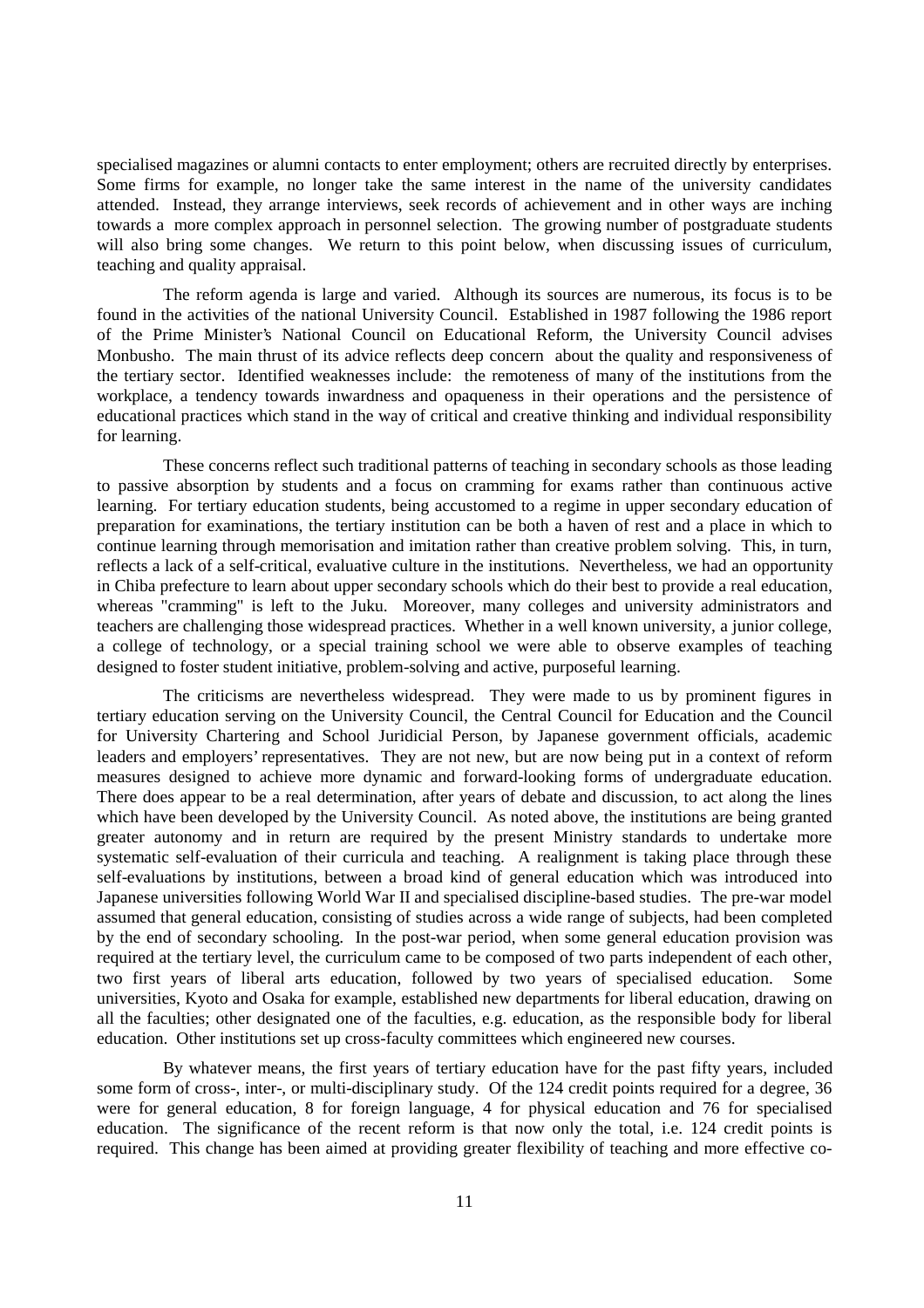specialised magazines or alumni contacts to enter employment; others are recruited directly by enterprises. Some firms for example, no longer take the same interest in the name of the university candidates attended. Instead, they arrange interviews, seek records of achievement and in other ways are inching towards a more complex approach in personnel selection. The growing number of postgraduate students will also bring some changes. We return to this point below, when discussing issues of curriculum, teaching and quality appraisal.

The reform agenda is large and varied. Although its sources are numerous, its focus is to be found in the activities of the national University Council. Established in 1987 following the 1986 report of the Prime Minister's National Council on Educational Reform, the University Council advises Monbusho. The main thrust of its advice reflects deep concern about the quality and responsiveness of the tertiary sector. Identified weaknesses include: the remoteness of many of the institutions from the workplace, a tendency towards inwardness and opaqueness in their operations and the persistence of educational practices which stand in the way of critical and creative thinking and individual responsibility for learning.

These concerns reflect such traditional patterns of teaching in secondary schools as those leading to passive absorption by students and a focus on cramming for exams rather than continuous active learning. For tertiary education students, being accustomed to a regime in upper secondary education of preparation for examinations, the tertiary institution can be both a haven of rest and a place in which to continue learning through memorisation and imitation rather than creative problem solving. This, in turn, reflects a lack of a self-critical, evaluative culture in the institutions. Nevertheless, we had an opportunity in Chiba prefecture to learn about upper secondary schools which do their best to provide a real education, whereas "cramming" is left to the Juku. Moreover, many colleges and university administrators and teachers are challenging those widespread practices. Whether in a well known university, a junior college, a college of technology, or a special training school we were able to observe examples of teaching designed to foster student initiative, problem-solving and active, purposeful learning.

The criticisms are nevertheless widespread. They were made to us by prominent figures in tertiary education serving on the University Council, the Central Council for Education and the Council for University Chartering and School Juridicial Person, by Japanese government officials, academic leaders and employers' representatives. They are not new, but are now being put in a context of reform measures designed to achieve more dynamic and forward-looking forms of undergraduate education. There does appear to be a real determination, after years of debate and discussion, to act along the lines which have been developed by the University Council. As noted above, the institutions are being granted greater autonomy and in return are required by the present Ministry standards to undertake more systematic self-evaluation of their curricula and teaching. A realignment is taking place through these self-evaluations by institutions, between a broad kind of general education which was introduced into Japanese universities following World War II and specialised discipline-based studies. The pre-war model assumed that general education, consisting of studies across a wide range of subjects, had been completed by the end of secondary schooling. In the post-war period, when some general education provision was required at the tertiary level, the curriculum came to be composed of two parts independent of each other, two first years of liberal arts education, followed by two years of specialised education. Some universities, Kyoto and Osaka for example, established new departments for liberal education, drawing on all the faculties; other designated one of the faculties, e.g. education, as the responsible body for liberal education. Other institutions set up cross-faculty committees which engineered new courses.

By whatever means, the first years of tertiary education have for the past fifty years, included some form of cross-, inter-, or multi-disciplinary study. Of the 124 credit points required for a degree, 36 were for general education, 8 for foreign language, 4 for physical education and 76 for specialised education. The significance of the recent reform is that now only the total, i.e. 124 credit points is required. This change has been aimed at providing greater flexibility of teaching and more effective co-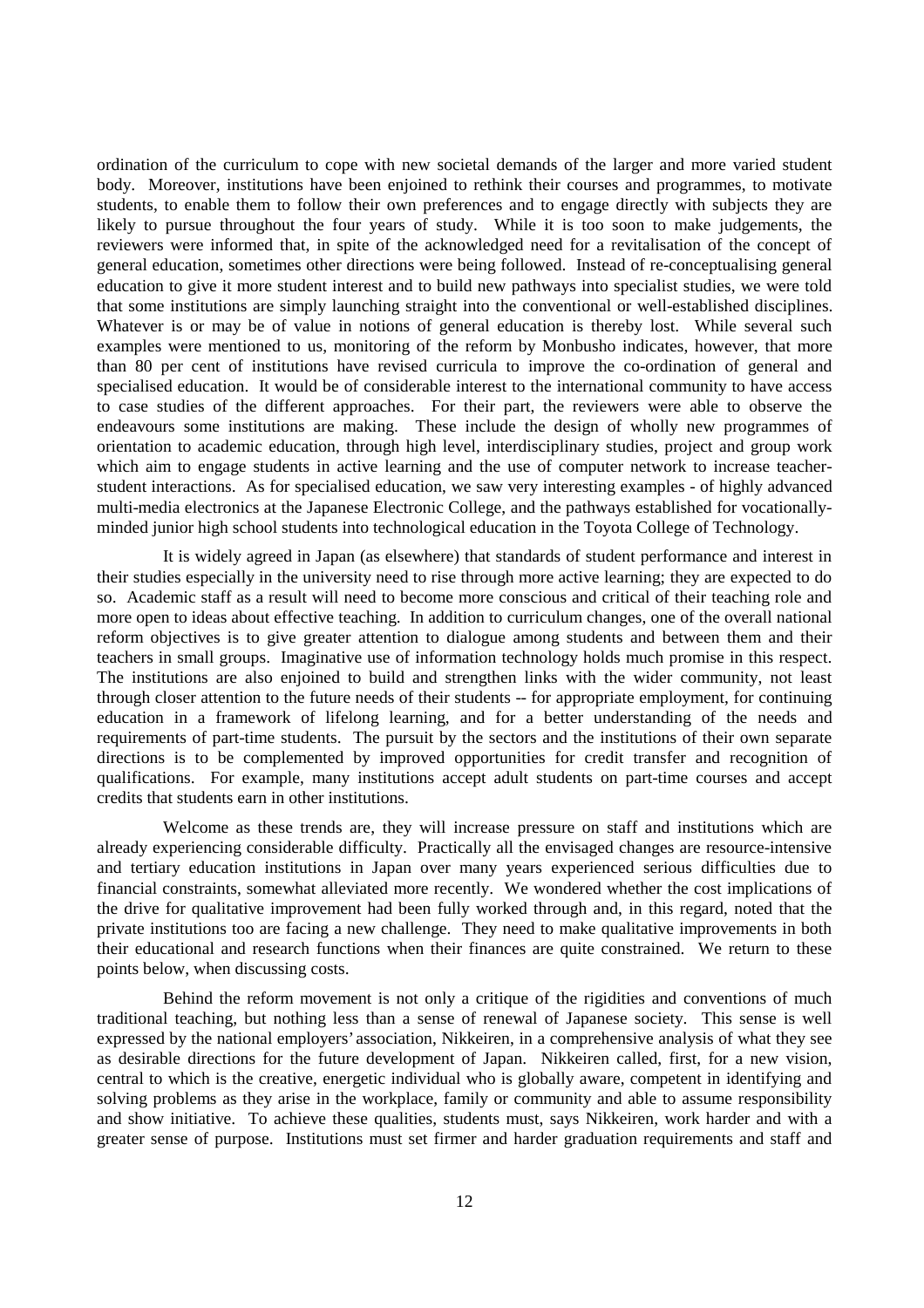ordination of the curriculum to cope with new societal demands of the larger and more varied student body. Moreover, institutions have been enjoined to rethink their courses and programmes, to motivate students, to enable them to follow their own preferences and to engage directly with subjects they are likely to pursue throughout the four years of study. While it is too soon to make judgements, the reviewers were informed that, in spite of the acknowledged need for a revitalisation of the concept of general education, sometimes other directions were being followed. Instead of re-conceptualising general education to give it more student interest and to build new pathways into specialist studies, we were told that some institutions are simply launching straight into the conventional or well-established disciplines. Whatever is or may be of value in notions of general education is thereby lost. While several such examples were mentioned to us, monitoring of the reform by Monbusho indicates, however, that more than 80 per cent of institutions have revised curricula to improve the co-ordination of general and specialised education. It would be of considerable interest to the international community to have access to case studies of the different approaches. For their part, the reviewers were able to observe the endeavours some institutions are making. These include the design of wholly new programmes of orientation to academic education, through high level, interdisciplinary studies, project and group work which aim to engage students in active learning and the use of computer network to increase teacher-student interactions. As for specialised education, we saw very interesting examples - of highly advanced multi-media electronics at the Japanese Electronic College, and the pathways established for vocationally-minded junior high school students into technological education in the Toyota College of Technology.

It is widely agreed in Japan (as elsewhere) that standards of student performance and interest in their studies especially in the university need to rise through more active learning; they are expected to do so. Academic staff as a result will need to become more conscious and critical of their teaching role and more open to ideas about effective teaching. In addition to curriculum changes, one of the overall national reform objectives is to give greater attention to dialogue among students and between them and their teachers in small groups. Imaginative use of information technology holds much promise in this respect. The institutions are also enjoined to build and strengthen links with the wider community, not least through closer attention to the future needs of their students -- for appropriate employment, for continuing education in a framework of lifelong learning, and for a better understanding of the needs and requirements of part-time students. The pursuit by the sectors and the institutions of their own separate directions is to be complemented by improved opportunities for credit transfer and recognition of qualifications. For example, many institutions accept adult students on part-time courses and accept credits that students earn in other institutions.

Welcome as these trends are, they will increase pressure on staff and institutions which are already experiencing considerable difficulty. Practically all the envisaged changes are resource-intensive and tertiary education institutions in Japan over many years experienced serious difficulties due to financial constraints, somewhat alleviated more recently. We wondered whether the cost implications of the drive for qualitative improvement had been fully worked through and, in this regard, noted that the private institutions too are facing a new challenge. They need to make qualitative improvements in both their educational and research functions when their finances are quite constrained. We return to these points below, when discussing costs.

Behind the reform movement is not only a critique of the rigidities and conventions of much traditional teaching, but nothing less than a sense of renewal of Japanese society. This sense is well expressed by the national employers' association, Nikkeiren, in a comprehensive analysis of what they see as desirable directions for the future development of Japan. Nikkeiren called, first, for a new vision, central to which is the creative, energetic individual who is globally aware, competent in identifying and solving problems as they arise in the workplace, family or community and able to assume responsibility and show initiative. To achieve these qualities, students must, says Nikkeiren, work harder and with a greater sense of purpose. Institutions must set firmer and harder graduation requirements and staff and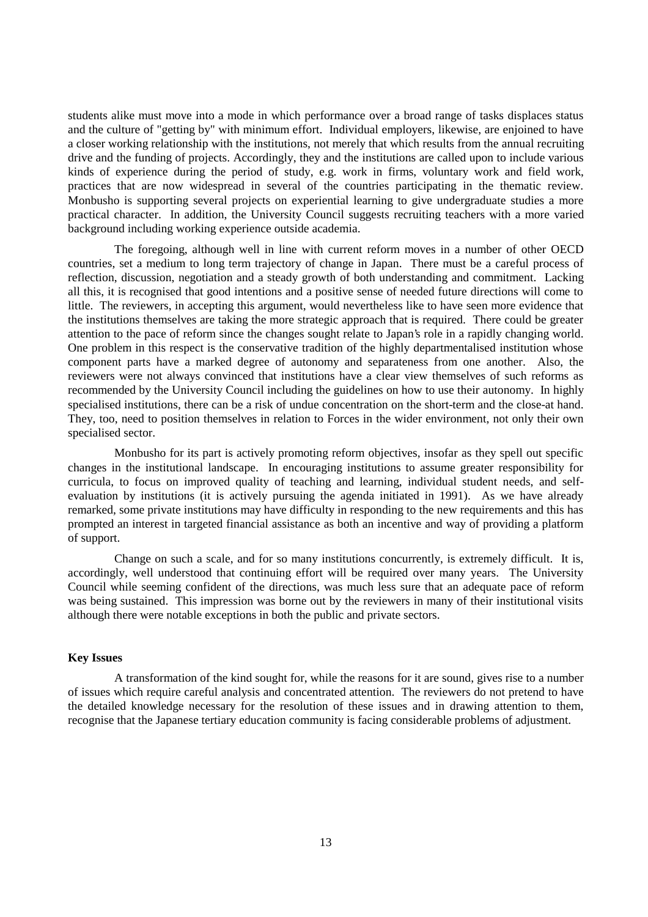students alike must move into a mode in which performance over a broad range of tasks displaces status and the culture of "getting by" with minimum effort. Individual employers, likewise, are enjoined to have a closer working relationship with the institutions, not merely that which results from the annual recruiting drive and the funding of projects. Accordingly, they and the institutions are called upon to include various kinds of experience during the period of study, e.g. work in firms, voluntary work and field work, practices that are now widespread in several of the countries participating in the thematic review. Monbusho is supporting several projects on experiential learning to give undergraduate studies a more practical character. In addition, the University Council suggests recruiting teachers with a more varied background including working experience outside academia.

The foregoing, although well in line with current reform moves in a number of other OECD countries, set a medium to long term trajectory of change in Japan. There must be a careful process of reflection, discussion, negotiation and a steady growth of both understanding and commitment. Lacking all this, it is recognised that good intentions and a positive sense of needed future directions will come to little. The reviewers, in accepting this argument, would nevertheless like to have seen more evidence that the institutions themselves are taking the more strategic approach that is required. There could be greater attention to the pace of reform since the changes sought relate to Japan's role in a rapidly changing world. One problem in this respect is the conservative tradition of the highly departmentalised institution whose component parts have a marked degree of autonomy and separateness from one another. Also, the reviewers were not always convinced that institutions have a clear view themselves of such reforms as recommended by the University Council including the guidelines on how to use their autonomy. In highly specialised institutions, there can be a risk of undue concentration on the short-term and the close-at hand. They, too, need to position themselves in relation to Forces in the wider environment, not only their own specialised sector.

Monbusho for its part is actively promoting reform objectives, insofar as they spell out specific changes in the institutional landscape. In encouraging institutions to assume greater responsibility for curricula, to focus on improved quality of teaching and learning, individual student needs, and self-evaluation by institutions (it is actively pursuing the agenda initiated in 1991). As we have already remarked, some private institutions may have difficulty in responding to the new requirements and this has prompted an interest in targeted financial assistance as both an incentive and way of providing a platform of support.

Change on such a scale, and for so many institutions concurrently, is extremely difficult. It is, accordingly, well understood that continuing effort will be required over many years. The University Council while seeming confident of the directions, was much less sure that an adequate pace of reform was being sustained. This impression was borne out by the reviewers in many of their institutional visits although there were notable exceptions in both the public and private sectors.

**Key Issues**

A transformation of the kind sought for, while the reasons for it are sound, gives rise to a number of issues which require careful analysis and concentrated attention. The reviewers do not pretend to have the detailed knowledge necessary for the resolution of these issues and in drawing attention to them, recognise that the Japanese tertiary education community is facing considerable problems of adjustment.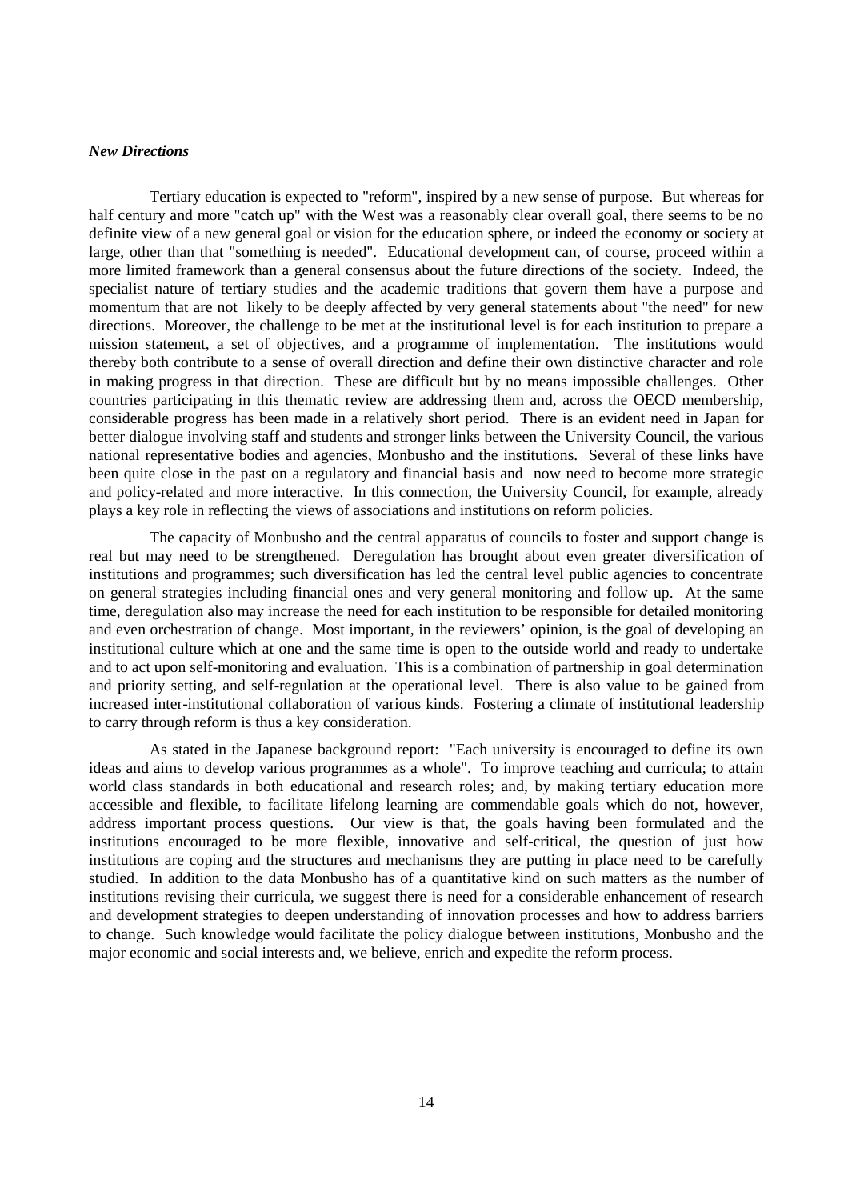***New Directions***

Tertiary education is expected to "reform", inspired by a new sense of purpose. But whereas for half century and more "catch up" with the West was a reasonably clear overall goal, there seems to be no definite view of a new general goal or vision for the education sphere, or indeed the economy or society at large, other than that "something is needed". Educational development can, of course, proceed within a more limited framework than a general consensus about the future directions of the society. Indeed, the specialist nature of tertiary studies and the academic traditions that govern them have a purpose and momentum that are not likely to be deeply affected by very general statements about "the need" for new directions. Moreover, the challenge to be met at the institutional level is for each institution to prepare a mission statement, a set of objectives, and a programme of implementation. The institutions would thereby both contribute to a sense of overall direction and define their own distinctive character and role in making progress in that direction. These are difficult but by no means impossible challenges. Other countries participating in this thematic review are addressing them and, across the OECD membership, considerable progress has been made in a relatively short period. There is an evident need in Japan for better dialogue involving staff and students and stronger links between the University Council, the various national representative bodies and agencies, Monbusho and the institutions. Several of these links have been quite close in the past on a regulatory and financial basis and now need to become more strategic and policy-related and more interactive. In this connection, the University Council, for example, already plays a key role in reflecting the views of associations and institutions on reform policies.

The capacity of Monbusho and the central apparatus of councils to foster and support change is real but may need to be strengthened. Deregulation has brought about even greater diversification of institutions and programmes; such diversification has led the central level public agencies to concentrate on general strategies including financial ones and very general monitoring and follow up. At the same time, deregulation also may increase the need for each institution to be responsible for detailed monitoring and even orchestration of change. Most important, in the reviewers' opinion, is the goal of developing an institutional culture which at one and the same time is open to the outside world and ready to undertake and to act upon self-monitoring and evaluation. This is a combination of partnership in goal determination and priority setting, and self-regulation at the operational level. There is also value to be gained from increased inter-institutional collaboration of various kinds. Fostering a climate of institutional leadership to carry through reform is thus a key consideration.

As stated in the Japanese background report: "Each university is encouraged to define its own ideas and aims to develop various programmes as a whole". To improve teaching and curricula; to attain world class standards in both educational and research roles; and, by making tertiary education more accessible and flexible, to facilitate lifelong learning are commendable goals which do not, however, address important process questions. Our view is that, the goals having been formulated and the institutions encouraged to be more flexible, innovative and self-critical, the question of just how institutions are coping and the structures and mechanisms they are putting in place need to be carefully studied. In addition to the data Monbusho has of a quantitative kind on such matters as the number of institutions revising their curricula, we suggest there is need for a considerable enhancement of research and development strategies to deepen understanding of innovation processes and how to address barriers to change. Such knowledge would facilitate the policy dialogue between institutions, Monbusho and the major economic and social interests and, we believe, enrich and expedite the reform process.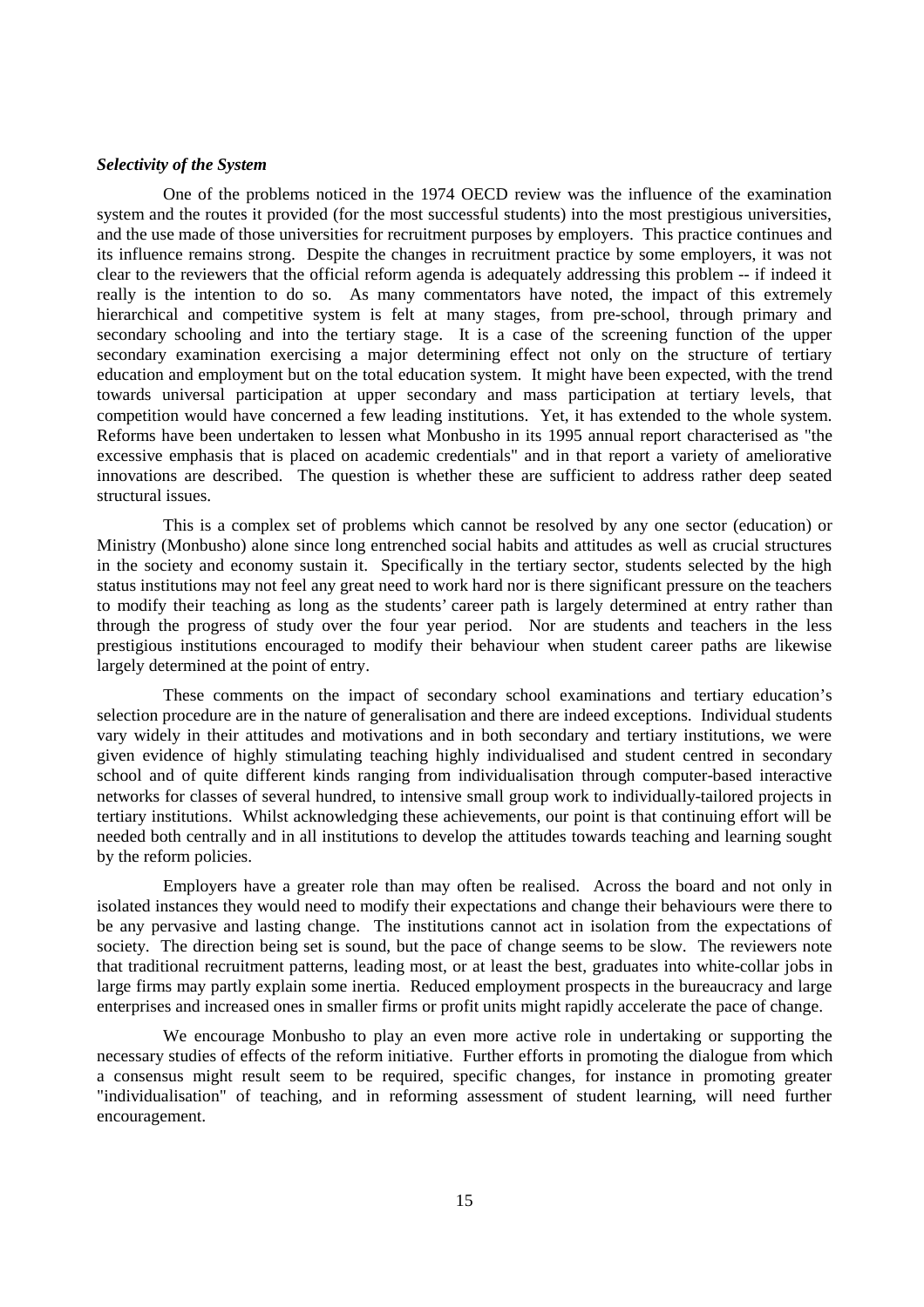### *Selectivity of the System*

One of the problems noticed in the 1974 OECD review was the influence of the examination system and the routes it provided (for the most successful students) into the most prestigious universities, and the use made of those universities for recruitment purposes by employers. This practice continues and its influence remains strong. Despite the changes in recruitment practice by some employers, it was not clear to the reviewers that the official reform agenda is adequately addressing this problem -- if indeed it really is the intention to do so. As many commentators have noted, the impact of this extremely hierarchical and competitive system is felt at many stages, from pre-school, through primary and secondary schooling and into the tertiary stage. It is a case of the screening function of the upper secondary examination exercising a major determining effect not only on the structure of tertiary education and employment but on the total education system. It might have been expected, with the trend towards universal participation at upper secondary and mass participation at tertiary levels, that competition would have concerned a few leading institutions. Yet, it has extended to the whole system. Reforms have been undertaken to lessen what Monbusho in its 1995 annual report characterised as "the excessive emphasis that is placed on academic credentials" and in that report a variety of ameliorative innovations are described. The question is whether these are sufficient to address rather deep seated structural issues.

This is a complex set of problems which cannot be resolved by any one sector (education) or Ministry (Monbusho) alone since long entrenched social habits and attitudes as well as crucial structures in the society and economy sustain it. Specifically in the tertiary sector, students selected by the high status institutions may not feel any great need to work hard nor is there significant pressure on the teachers to modify their teaching as long as the students' career path is largely determined at entry rather than through the progress of study over the four year period. Nor are students and teachers in the less prestigious institutions encouraged to modify their behaviour when student career paths are likewise largely determined at the point of entry.

These comments on the impact of secondary school examinations and tertiary education's selection procedure are in the nature of generalisation and there are indeed exceptions. Individual students vary widely in their attitudes and motivations and in both secondary and tertiary institutions, we were given evidence of highly stimulating teaching highly individualised and student centred in secondary school and of quite different kinds ranging from individualisation through computer-based interactive networks for classes of several hundred, to intensive small group work to individually-tailored projects in tertiary institutions. Whilst acknowledging these achievements, our point is that continuing effort will be needed both centrally and in all institutions to develop the attitudes towards teaching and learning sought by the reform policies.

Employers have a greater role than may often be realised. Across the board and not only in isolated instances they would need to modify their expectations and change their behaviours were there to be any pervasive and lasting change. The institutions cannot act in isolation from the expectations of society. The direction being set is sound, but the pace of change seems to be slow. The reviewers note that traditional recruitment patterns, leading most, or at least the best, graduates into white-collar jobs in large firms may partly explain some inertia. Reduced employment prospects in the bureaucracy and large enterprises and increased ones in smaller firms or profit units might rapidly accelerate the pace of change.

We encourage Monbusho to play an even more active role in undertaking or supporting the necessary studies of effects of the reform initiative. Further efforts in promoting the dialogue from which a consensus might result seem to be required, specific changes, for instance in promoting greater "individualisation" of teaching, and in reforming assessment of student learning, will need further encouragement.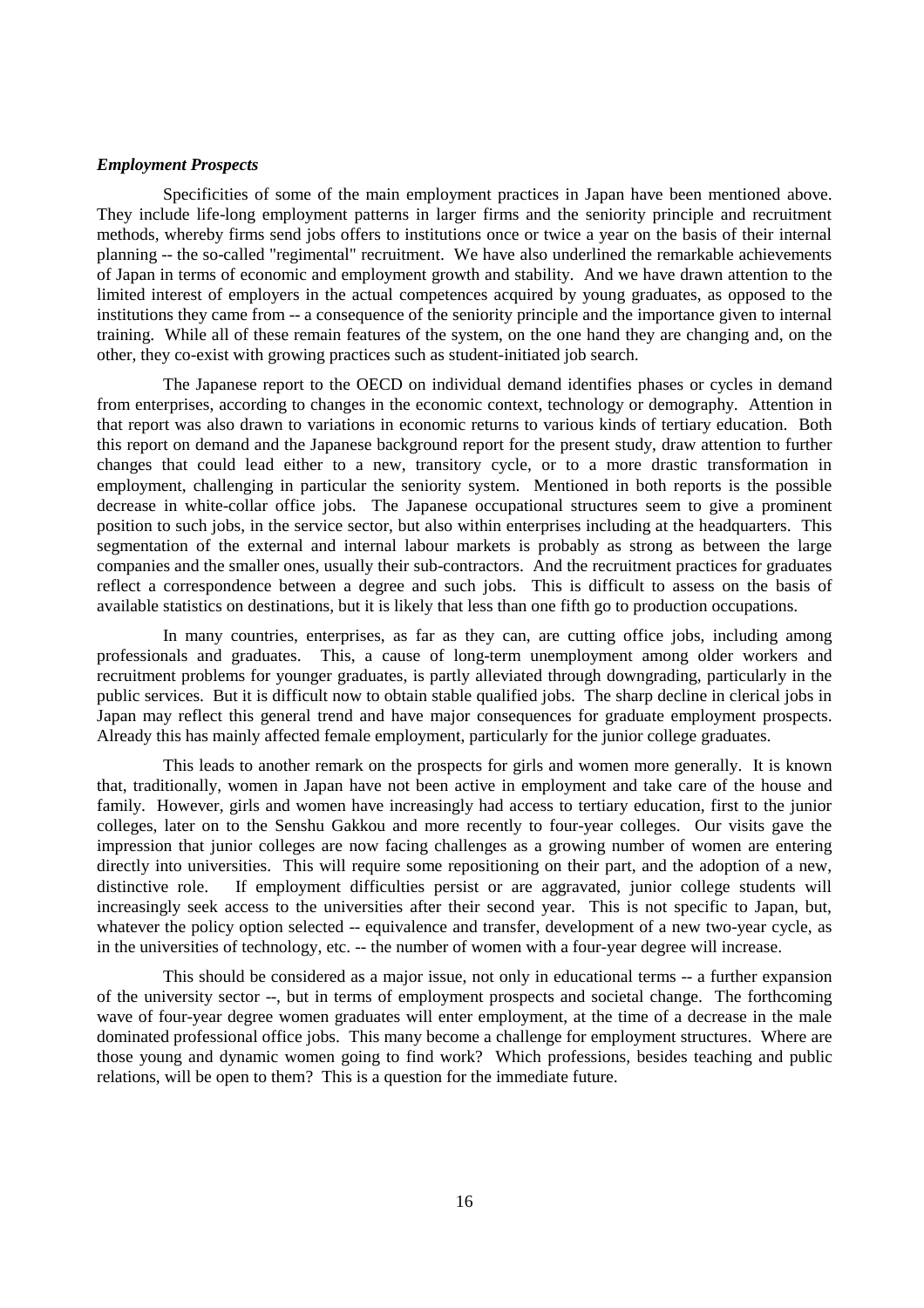### *Employment Prospects*

Specificities of some of the main employment practices in Japan have been mentioned above. They include life-long employment patterns in larger firms and the seniority principle and recruitment methods, whereby firms send jobs offers to institutions once or twice a year on the basis of their internal planning -- the so-called "regimental" recruitment. We have also underlined the remarkable achievements of Japan in terms of economic and employment growth and stability. And we have drawn attention to the limited interest of employers in the actual competences acquired by young graduates, as opposed to the institutions they came from -- a consequence of the seniority principle and the importance given to internal training. While all of these remain features of the system, on the one hand they are changing and, on the other, they co-exist with growing practices such as student-initiated job search.

The Japanese report to the OECD on individual demand identifies phases or cycles in demand from enterprises, according to changes in the economic context, technology or demography. Attention in that report was also drawn to variations in economic returns to various kinds of tertiary education. Both this report on demand and the Japanese background report for the present study, draw attention to further changes that could lead either to a new, transitory cycle, or to a more drastic transformation in employment, challenging in particular the seniority system. Mentioned in both reports is the possible decrease in white-collar office jobs. The Japanese occupational structures seem to give a prominent position to such jobs, in the service sector, but also within enterprises including at the headquarters. This segmentation of the external and internal labour markets is probably as strong as between the large companies and the smaller ones, usually their sub-contractors. And the recruitment practices for graduates reflect a correspondence between a degree and such jobs. This is difficult to assess on the basis of available statistics on destinations, but it is likely that less than one fifth go to production occupations.

In many countries, enterprises, as far as they can, are cutting office jobs, including among professionals and graduates. This, a cause of long-term unemployment among older workers and recruitment problems for younger graduates, is partly alleviated through downgrading, particularly in the public services. But it is difficult now to obtain stable qualified jobs. The sharp decline in clerical jobs in Japan may reflect this general trend and have major consequences for graduate employment prospects. Already this has mainly affected female employment, particularly for the junior college graduates.

This leads to another remark on the prospects for girls and women more generally. It is known that, traditionally, women in Japan have not been active in employment and take care of the house and family. However, girls and women have increasingly had access to tertiary education, first to the junior colleges, later on to the Senshu Gakkou and more recently to four-year colleges. Our visits gave the impression that junior colleges are now facing challenges as a growing number of women are entering directly into universities. This will require some repositioning on their part, and the adoption of a new, distinctive role. If employment difficulties persist or are aggravated, junior college students will increasingly seek access to the universities after their second year. This is not specific to Japan, but, whatever the policy option selected -- equivalence and transfer, development of a new two-year cycle, as in the universities of technology, etc. -- the number of women with a four-year degree will increase.

This should be considered as a major issue, not only in educational terms -- a further expansion of the university sector --, but in terms of employment prospects and societal change. The forthcoming wave of four-year degree women graduates will enter employment, at the time of a decrease in the male dominated professional office jobs. This many become a challenge for employment structures. Where are those young and dynamic women going to find work? Which professions, besides teaching and public relations, will be open to them? This is a question for the immediate future.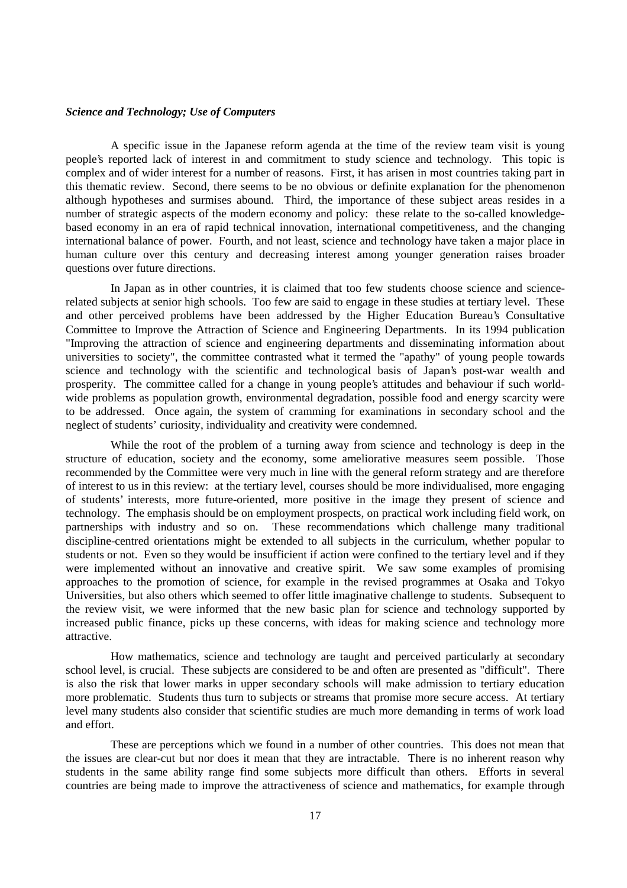### *Science and Technology; Use of Computers*

A specific issue in the Japanese reform agenda at the time of the review team visit is young people's reported lack of interest in and commitment to study science and technology. This topic is complex and of wider interest for a number of reasons. First, it has arisen in most countries taking part in this thematic review. Second, there seems to be no obvious or definite explanation for the phenomenon although hypotheses and surmises abound. Third, the importance of these subject areas resides in a number of strategic aspects of the modern economy and policy: these relate to the so-called knowledge-based economy in an era of rapid technical innovation, international competitiveness, and the changing international balance of power. Fourth, and not least, science and technology have taken a major place in human culture over this century and decreasing interest among younger generation raises broader questions over future directions.

In Japan as in other countries, it is claimed that too few students choose science and science-related subjects at senior high schools. Too few are said to engage in these studies at tertiary level. These and other perceived problems have been addressed by the Higher Education Bureau's Consultative Committee to Improve the Attraction of Science and Engineering Departments. In its 1994 publication "Improving the attraction of science and engineering departments and disseminating information about universities to society", the committee contrasted what it termed the "apathy" of young people towards science and technology with the scientific and technological basis of Japan's post-war wealth and prosperity. The committee called for a change in young people's attitudes and behaviour if such world-wide problems as population growth, environmental degradation, possible food and energy scarcity were to be addressed. Once again, the system of cramming for examinations in secondary school and the neglect of students' curiosity, individuality and creativity were condemned.

While the root of the problem of a turning away from science and technology is deep in the structure of education, society and the economy, some ameliorative measures seem possible. Those recommended by the Committee were very much in line with the general reform strategy and are therefore of interest to us in this review: at the tertiary level, courses should be more individualised, more engaging of students' interests, more future-oriented, more positive in the image they present of science and technology. The emphasis should be on employment prospects, on practical work including field work, on partnerships with industry and so on. These recommendations which challenge many traditional discipline-centred orientations might be extended to all subjects in the curriculum, whether popular to students or not. Even so they would be insufficient if action were confined to the tertiary level and if they were implemented without an innovative and creative spirit. We saw some examples of promising approaches to the promotion of science, for example in the revised programmes at Osaka and Tokyo Universities, but also others which seemed to offer little imaginative challenge to students. Subsequent to the review visit, we were informed that the new basic plan for science and technology supported by increased public finance, picks up these concerns, with ideas for making science and technology more attractive.

How mathematics, science and technology are taught and perceived particularly at secondary school level, is crucial. These subjects are considered to be and often are presented as "difficult". There is also the risk that lower marks in upper secondary schools will make admission to tertiary education more problematic. Students thus turn to subjects or streams that promise more secure access. At tertiary level many students also consider that scientific studies are much more demanding in terms of work load and effort.

These are perceptions which we found in a number of other countries. This does not mean that the issues are clear-cut but nor does it mean that they are intractable. There is no inherent reason why students in the same ability range find some subjects more difficult than others. Efforts in several countries are being made to improve the attractiveness of science and mathematics, for example through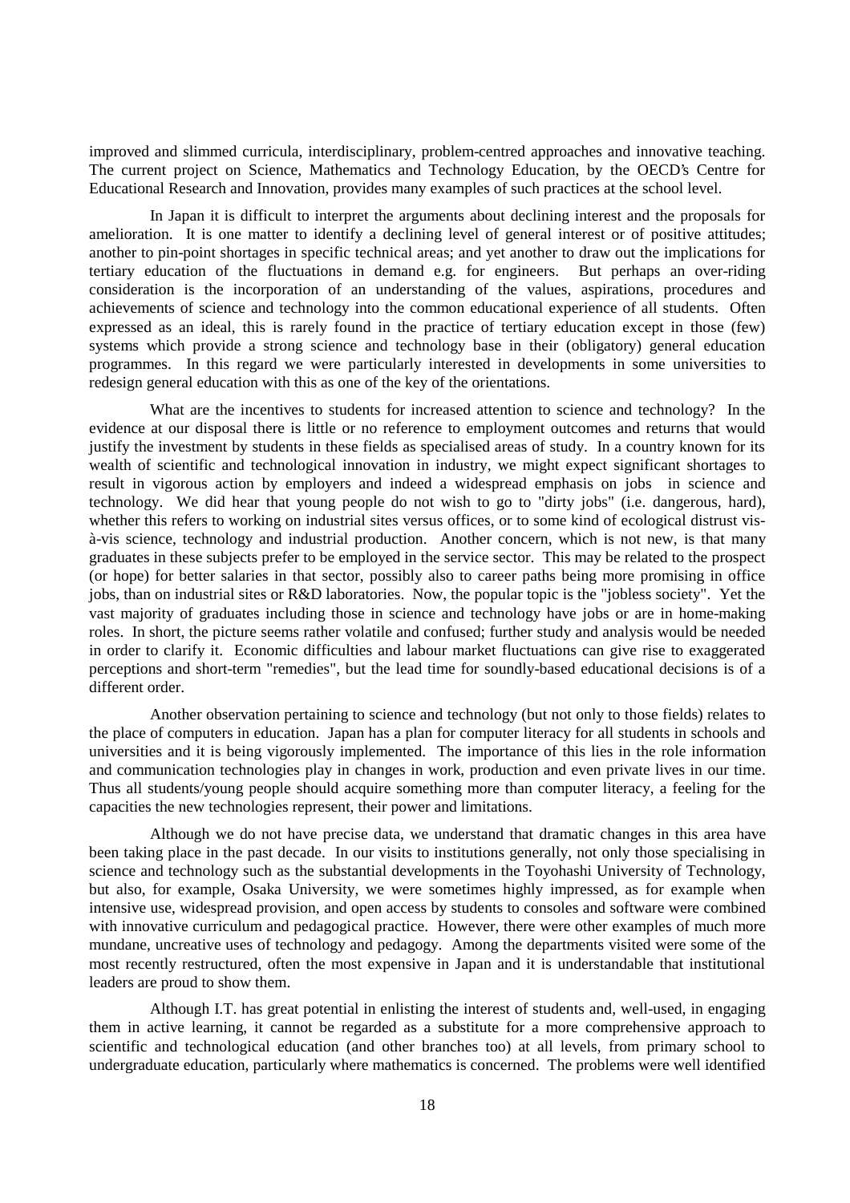improved and slimmed curricula, interdisciplinary, problem-centred approaches and innovative teaching. The current project on Science, Mathematics and Technology Education, by the OECD's Centre for Educational Research and Innovation, provides many examples of such practices at the school level.

In Japan it is difficult to interpret the arguments about declining interest and the proposals for amelioration. It is one matter to identify a declining level of general interest or of positive attitudes; another to pin-point shortages in specific technical areas; and yet another to draw out the implications for tertiary education of the fluctuations in demand e.g. for engineers. But perhaps an over-riding consideration is the incorporation of an understanding of the values, aspirations, procedures and achievements of science and technology into the common educational experience of all students. Often expressed as an ideal, this is rarely found in the practice of tertiary education except in those (few) systems which provide a strong science and technology base in their (obligatory) general education programmes. In this regard we were particularly interested in developments in some universities to redesign general education with this as one of the key of the orientations.

What are the incentives to students for increased attention to science and technology? In the evidence at our disposal there is little or no reference to employment outcomes and returns that would justify the investment by students in these fields as specialised areas of study. In a country known for its wealth of scientific and technological innovation in industry, we might expect significant shortages to result in vigorous action by employers and indeed a widespread emphasis on jobs in science and technology. We did hear that young people do not wish to go to "dirty jobs" (i.e. dangerous, hard), whether this refers to working on industrial sites versus offices, or to some kind of ecological distrust vis-à-vis science, technology and industrial production. Another concern, which is not new, is that many graduates in these subjects prefer to be employed in the service sector. This may be related to the prospect (or hope) for better salaries in that sector, possibly also to career paths being more promising in office jobs, than on industrial sites or R&D laboratories. Now, the popular topic is the "jobless society". Yet the vast majority of graduates including those in science and technology have jobs or are in home-making roles. In short, the picture seems rather volatile and confused; further study and analysis would be needed in order to clarify it. Economic difficulties and labour market fluctuations can give rise to exaggerated perceptions and short-term "remedies", but the lead time for soundly-based educational decisions is of a different order.

Another observation pertaining to science and technology (but not only to those fields) relates to the place of computers in education. Japan has a plan for computer literacy for all students in schools and universities and it is being vigorously implemented. The importance of this lies in the role information and communication technologies play in changes in work, production and even private lives in our time. Thus all students/young people should acquire something more than computer literacy, a feeling for the capacities the new technologies represent, their power and limitations.

Although we do not have precise data, we understand that dramatic changes in this area have been taking place in the past decade. In our visits to institutions generally, not only those specialising in science and technology such as the substantial developments in the Toyohashi University of Technology, but also, for example, Osaka University, we were sometimes highly impressed, as for example when intensive use, widespread provision, and open access by students to consoles and software were combined with innovative curriculum and pedagogical practice. However, there were other examples of much more mundane, uncreative uses of technology and pedagogy. Among the departments visited were some of the most recently restructured, often the most expensive in Japan and it is understandable that institutional leaders are proud to show them.

Although I.T. has great potential in enlisting the interest of students and, well-used, in engaging them in active learning, it cannot be regarded as a substitute for a more comprehensive approach to scientific and technological education (and other branches too) at all levels, from primary school to undergraduate education, particularly where mathematics is concerned. The problems were well identified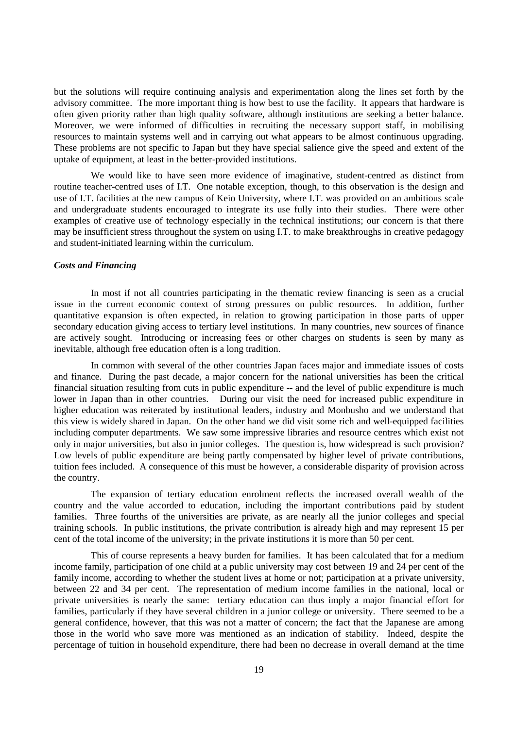but the solutions will require continuing analysis and experimentation along the lines set forth by the advisory committee. The more important thing is how best to use the facility. It appears that hardware is often given priority rather than high quality software, although institutions are seeking a better balance. Moreover, we were informed of difficulties in recruiting the necessary support staff, in mobilising resources to maintain systems well and in carrying out what appears to be almost continuous upgrading. These problems are not specific to Japan but they have special salience give the speed and extent of the uptake of equipment, at least in the better-provided institutions.

We would like to have seen more evidence of imaginative, student-centred as distinct from routine teacher-centred uses of I.T. One notable exception, though, to this observation is the design and use of I.T. facilities at the new campus of Keio University, where I.T. was provided on an ambitious scale and undergraduate students encouraged to integrate its use fully into their studies. There were other examples of creative use of technology especially in the technical institutions; our concern is that there may be insufficient stress throughout the system on using I.T. to make breakthroughs in creative pedagogy and student-initiated learning within the curriculum.

### *Costs and Financing*

In most if not all countries participating in the thematic review financing is seen as a crucial issue in the current economic context of strong pressures on public resources. In addition, further quantitative expansion is often expected, in relation to growing participation in those parts of upper secondary education giving access to tertiary level institutions. In many countries, new sources of finance are actively sought. Introducing or increasing fees or other charges on students is seen by many as inevitable, although free education often is a long tradition.

In common with several of the other countries Japan faces major and immediate issues of costs and finance. During the past decade, a major concern for the national universities has been the critical financial situation resulting from cuts in public expenditure -- and the level of public expenditure is much lower in Japan than in other countries. During our visit the need for increased public expenditure in higher education was reiterated by institutional leaders, industry and Monbusho and we understand that this view is widely shared in Japan. On the other hand we did visit some rich and well-equipped facilities including computer departments. We saw some impressive libraries and resource centres which exist not only in major universities, but also in junior colleges. The question is, how widespread is such provision? Low levels of public expenditure are being partly compensated by higher level of private contributions, tuition fees included. A consequence of this must be however, a considerable disparity of provision across the country.

The expansion of tertiary education enrolment reflects the increased overall wealth of the country and the value accorded to education, including the important contributions paid by student families. Three fourths of the universities are private, as are nearly all the junior colleges and special training schools. In public institutions, the private contribution is already high and may represent 15 per cent of the total income of the university; in the private institutions it is more than 50 per cent.

This of course represents a heavy burden for families. It has been calculated that for a medium income family, participation of one child at a public university may cost between 19 and 24 per cent of the family income, according to whether the student lives at home or not; participation at a private university, between 22 and 34 per cent. The representation of medium income families in the national, local or private universities is nearly the same: tertiary education can thus imply a major financial effort for families, particularly if they have several children in a junior college or university. There seemed to be a general confidence, however, that this was not a matter of concern; the fact that the Japanese are among those in the world who save more was mentioned as an indication of stability. Indeed, despite the percentage of tuition in household expenditure, there had been no decrease in overall demand at the time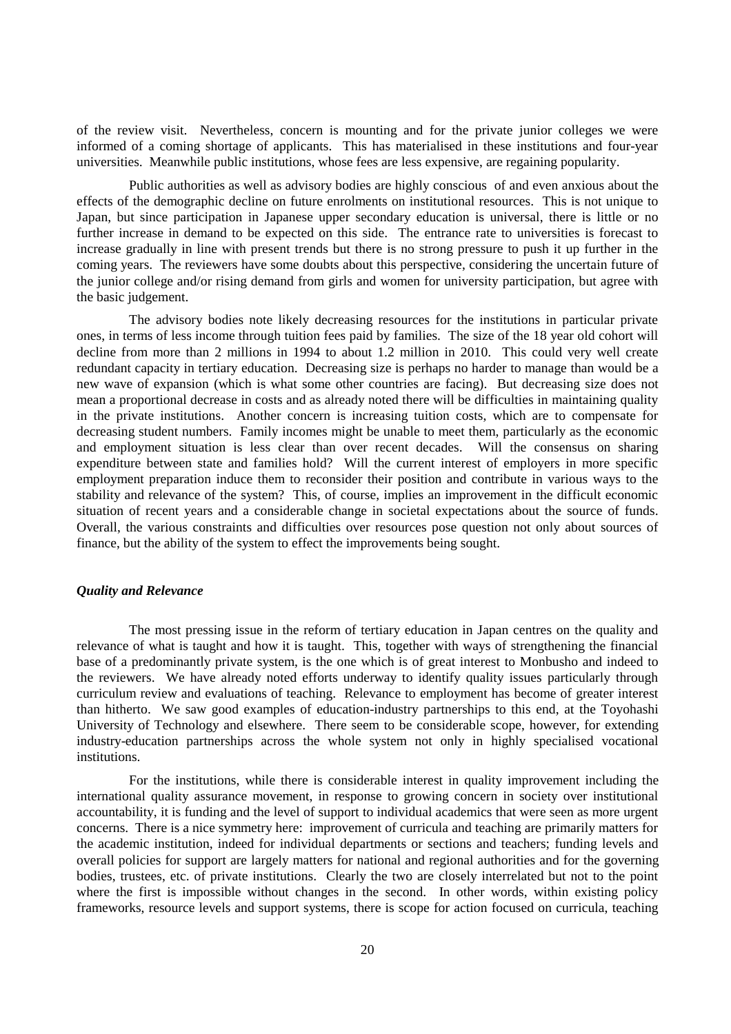of the review visit. Nevertheless, concern is mounting and for the private junior colleges we were informed of a coming shortage of applicants. This has materialised in these institutions and four-year universities. Meanwhile public institutions, whose fees are less expensive, are regaining popularity.

Public authorities as well as advisory bodies are highly conscious of and even anxious about the effects of the demographic decline on future enrolments on institutional resources. This is not unique to Japan, but since participation in Japanese upper secondary education is universal, there is little or no further increase in demand to be expected on this side. The entrance rate to universities is forecast to increase gradually in line with present trends but there is no strong pressure to push it up further in the coming years. The reviewers have some doubts about this perspective, considering the uncertain future of the junior college and/or rising demand from girls and women for university participation, but agree with the basic judgement.

The advisory bodies note likely decreasing resources for the institutions in particular private ones, in terms of less income through tuition fees paid by families. The size of the 18 year old cohort will decline from more than 2 millions in 1994 to about 1.2 million in 2010. This could very well create redundant capacity in tertiary education. Decreasing size is perhaps no harder to manage than would be a new wave of expansion (which is what some other countries are facing). But decreasing size does not mean a proportional decrease in costs and as already noted there will be difficulties in maintaining quality in the private institutions. Another concern is increasing tuition costs, which are to compensate for decreasing student numbers. Family incomes might be unable to meet them, particularly as the economic and employment situation is less clear than over recent decades. Will the consensus on sharing expenditure between state and families hold? Will the current interest of employers in more specific employment preparation induce them to reconsider their position and contribute in various ways to the stability and relevance of the system? This, of course, implies an improvement in the difficult economic situation of recent years and a considerable change in societal expectations about the source of funds. Overall, the various constraints and difficulties over resources pose question not only about sources of finance, but the ability of the system to effect the improvements being sought.

### *Quality and Relevance*

The most pressing issue in the reform of tertiary education in Japan centres on the quality and relevance of what is taught and how it is taught. This, together with ways of strengthening the financial base of a predominantly private system, is the one which is of great interest to Monbusho and indeed to the reviewers. We have already noted efforts underway to identify quality issues particularly through curriculum review and evaluations of teaching. Relevance to employment has become of greater interest than hitherto. We saw good examples of education-industry partnerships to this end, at the Toyohashi University of Technology and elsewhere. There seem to be considerable scope, however, for extending industry-education partnerships across the whole system not only in highly specialised vocational institutions.

For the institutions, while there is considerable interest in quality improvement including the international quality assurance movement, in response to growing concern in society over institutional accountability, it is funding and the level of support to individual academics that were seen as more urgent concerns. There is a nice symmetry here: improvement of curricula and teaching are primarily matters for the academic institution, indeed for individual departments or sections and teachers; funding levels and overall policies for support are largely matters for national and regional authorities and for the governing bodies, trustees, etc. of private institutions. Clearly the two are closely interrelated but not to the point where the first is impossible without changes in the second. In other words, within existing policy frameworks, resource levels and support systems, there is scope for action focused on curricula, teaching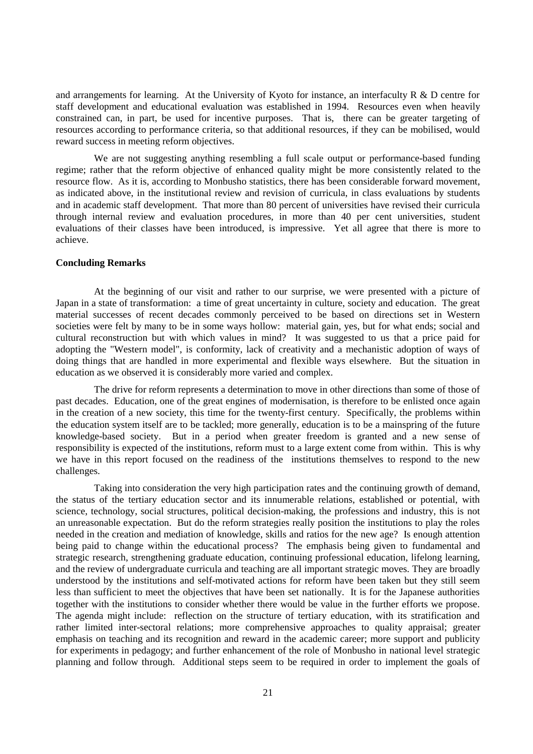and arrangements for learning. At the University of Kyoto for instance, an interfaculty R & D centre for staff development and educational evaluation was established in 1994. Resources even when heavily constrained can, in part, be used for incentive purposes. That is, there can be greater targeting of resources according to performance criteria, so that additional resources, if they can be mobilised, would reward success in meeting reform objectives.

We are not suggesting anything resembling a full scale output or performance-based funding regime; rather that the reform objective of enhanced quality might be more consistently related to the resource flow. As it is, according to Monbusho statistics, there has been considerable forward movement, as indicated above, in the institutional review and revision of curricula, in class evaluations by students and in academic staff development. That more than 80 percent of universities have revised their curricula through internal review and evaluation procedures, in more than 40 per cent universities, student evaluations of their classes have been introduced, is impressive. Yet all agree that there is more to achieve.

**Concluding Remarks**

At the beginning of our visit and rather to our surprise, we were presented with a picture of Japan in a state of transformation: a time of great uncertainty in culture, society and education. The great material successes of recent decades commonly perceived to be based on directions set in Western societies were felt by many to be in some ways hollow: material gain, yes, but for what ends; social and cultural reconstruction but with which values in mind? It was suggested to us that a price paid for adopting the "Western model", is conformity, lack of creativity and a mechanistic adoption of ways of doing things that are handled in more experimental and flexible ways elsewhere. But the situation in education as we observed it is considerably more varied and complex.

The drive for reform represents a determination to move in other directions than some of those of past decades. Education, one of the great engines of modernisation, is therefore to be enlisted once again in the creation of a new society, this time for the twenty-first century. Specifically, the problems within the education system itself are to be tackled; more generally, education is to be a mainspring of the future knowledge-based society. But in a period when greater freedom is granted and a new sense of responsibility is expected of the institutions, reform must to a large extent come from within. This is why we have in this report focused on the readiness of the institutions themselves to respond to the new challenges.

Taking into consideration the very high participation rates and the continuing growth of demand, the status of the tertiary education sector and its innumerable relations, established or potential, with science, technology, social structures, political decision-making, the professions and industry, this is not an unreasonable expectation. But do the reform strategies really position the institutions to play the roles needed in the creation and mediation of knowledge, skills and ratios for the new age? Is enough attention being paid to change within the educational process? The emphasis being given to fundamental and strategic research, strengthening graduate education, continuing professional education, lifelong learning, and the review of undergraduate curricula and teaching are all important strategic moves. They are broadly understood by the institutions and self-motivated actions for reform have been taken but they still seem less than sufficient to meet the objectives that have been set nationally. It is for the Japanese authorities together with the institutions to consider whether there would be value in the further efforts we propose. The agenda might include: reflection on the structure of tertiary education, with its stratification and rather limited inter-sectoral relations; more comprehensive approaches to quality appraisal; greater emphasis on teaching and its recognition and reward in the academic career; more support and publicity for experiments in pedagogy; and further enhancement of the role of Monbusho in national level strategic planning and follow through. Additional steps seem to be required in order to implement the goals of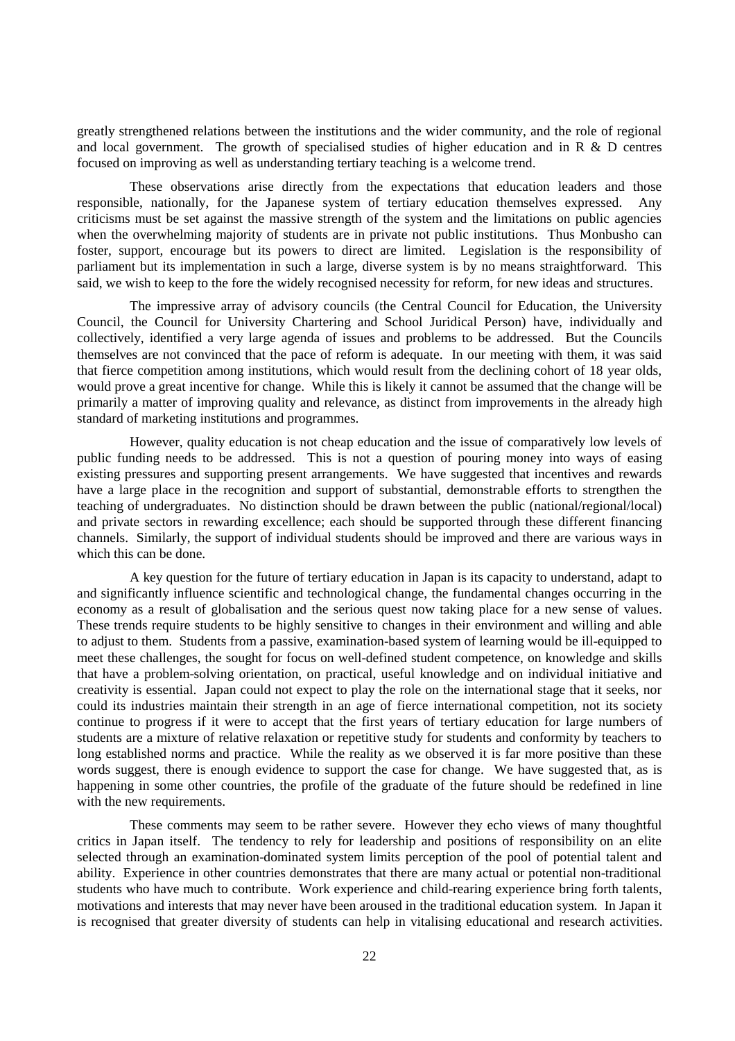greatly strengthened relations between the institutions and the wider community, and the role of regional and local government. The growth of specialised studies of higher education and in R & D centres focused on improving as well as understanding tertiary teaching is a welcome trend.

These observations arise directly from the expectations that education leaders and those responsible, nationally, for the Japanese system of tertiary education themselves expressed. Any criticisms must be set against the massive strength of the system and the limitations on public agencies when the overwhelming majority of students are in private not public institutions. Thus Monbusho can foster, support, encourage but its powers to direct are limited. Legislation is the responsibility of parliament but its implementation in such a large, diverse system is by no means straightforward. This said, we wish to keep to the fore the widely recognised necessity for reform, for new ideas and structures.

The impressive array of advisory councils (the Central Council for Education, the University Council, the Council for University Chartering and School Juridical Person) have, individually and collectively, identified a very large agenda of issues and problems to be addressed. But the Councils themselves are not convinced that the pace of reform is adequate. In our meeting with them, it was said that fierce competition among institutions, which would result from the declining cohort of 18 year olds, would prove a great incentive for change. While this is likely it cannot be assumed that the change will be primarily a matter of improving quality and relevance, as distinct from improvements in the already high standard of marketing institutions and programmes.

However, quality education is not cheap education and the issue of comparatively low levels of public funding needs to be addressed. This is not a question of pouring money into ways of easing existing pressures and supporting present arrangements. We have suggested that incentives and rewards have a large place in the recognition and support of substantial, demonstrable efforts to strengthen the teaching of undergraduates. No distinction should be drawn between the public (national/regional/local) and private sectors in rewarding excellence; each should be supported through these different financing channels. Similarly, the support of individual students should be improved and there are various ways in which this can be done.

A key question for the future of tertiary education in Japan is its capacity to understand, adapt to and significantly influence scientific and technological change, the fundamental changes occurring in the economy as a result of globalisation and the serious quest now taking place for a new sense of values. These trends require students to be highly sensitive to changes in their environment and willing and able to adjust to them. Students from a passive, examination-based system of learning would be ill-equipped to meet these challenges, the sought for focus on well-defined student competence, on knowledge and skills that have a problem-solving orientation, on practical, useful knowledge and on individual initiative and creativity is essential. Japan could not expect to play the role on the international stage that it seeks, nor could its industries maintain their strength in an age of fierce international competition, not its society continue to progress if it were to accept that the first years of tertiary education for large numbers of students are a mixture of relative relaxation or repetitive study for students and conformity by teachers to long established norms and practice. While the reality as we observed it is far more positive than these words suggest, there is enough evidence to support the case for change. We have suggested that, as is happening in some other countries, the profile of the graduate of the future should be redefined in line with the new requirements.

These comments may seem to be rather severe. However they echo views of many thoughtful critics in Japan itself. The tendency to rely for leadership and positions of responsibility on an elite selected through an examination-dominated system limits perception of the pool of potential talent and ability. Experience in other countries demonstrates that there are many actual or potential non-traditional students who have much to contribute. Work experience and child-rearing experience bring forth talents, motivations and interests that may never have been aroused in the traditional education system. In Japan it is recognised that greater diversity of students can help in vitalising educational and research activities.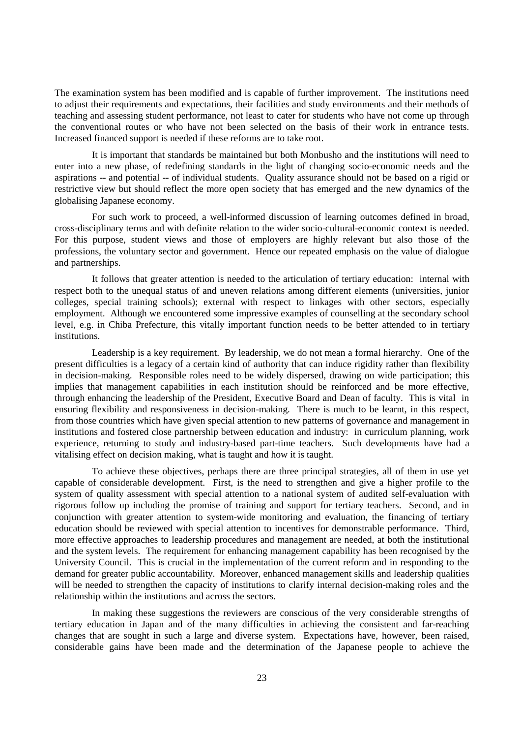The examination system has been modified and is capable of further improvement. The institutions need to adjust their requirements and expectations, their facilities and study environments and their methods of teaching and assessing student performance, not least to cater for students who have not come up through the conventional routes or who have not been selected on the basis of their work in entrance tests. Increased financed support is needed if these reforms are to take root.

It is important that standards be maintained but both Monbusho and the institutions will need to enter into a new phase, of redefining standards in the light of changing socio-economic needs and the aspirations -- and potential -- of individual students. Quality assurance should not be based on a rigid or restrictive view but should reflect the more open society that has emerged and the new dynamics of the globalising Japanese economy.

For such work to proceed, a well-informed discussion of learning outcomes defined in broad, cross-disciplinary terms and with definite relation to the wider socio-cultural-economic context is needed. For this purpose, student views and those of employers are highly relevant but also those of the professions, the voluntary sector and government. Hence our repeated emphasis on the value of dialogue and partnerships.

It follows that greater attention is needed to the articulation of tertiary education: internal with respect both to the unequal status of and uneven relations among different elements (universities, junior colleges, special training schools); external with respect to linkages with other sectors, especially employment. Although we encountered some impressive examples of counselling at the secondary school level, e.g. in Chiba Prefecture, this vitally important function needs to be better attended to in tertiary institutions.

Leadership is a key requirement. By leadership, we do not mean a formal hierarchy. One of the present difficulties is a legacy of a certain kind of authority that can induce rigidity rather than flexibility in decision-making. Responsible roles need to be widely dispersed, drawing on wide participation; this implies that management capabilities in each institution should be reinforced and be more effective, through enhancing the leadership of the President, Executive Board and Dean of faculty. This is vital in ensuring flexibility and responsiveness in decision-making. There is much to be learnt, in this respect, from those countries which have given special attention to new patterns of governance and management in institutions and fostered close partnership between education and industry: in curriculum planning, work experience, returning to study and industry-based part-time teachers. Such developments have had a vitalising effect on decision making, what is taught and how it is taught.

To achieve these objectives, perhaps there are three principal strategies, all of them in use yet capable of considerable development. First, is the need to strengthen and give a higher profile to the system of quality assessment with special attention to a national system of audited self-evaluation with rigorous follow up including the promise of training and support for tertiary teachers. Second, and in conjunction with greater attention to system-wide monitoring and evaluation, the financing of tertiary education should be reviewed with special attention to incentives for demonstrable performance. Third, more effective approaches to leadership procedures and management are needed, at both the institutional and the system levels. The requirement for enhancing management capability has been recognised by the University Council. This is crucial in the implementation of the current reform and in responding to the demand for greater public accountability. Moreover, enhanced management skills and leadership qualities will be needed to strengthen the capacity of institutions to clarify internal decision-making roles and the relationship within the institutions and across the sectors.

In making these suggestions the reviewers are conscious of the very considerable strengths of tertiary education in Japan and of the many difficulties in achieving the consistent and far-reaching changes that are sought in such a large and diverse system. Expectations have, however, been raised, considerable gains have been made and the determination of the Japanese people to achieve the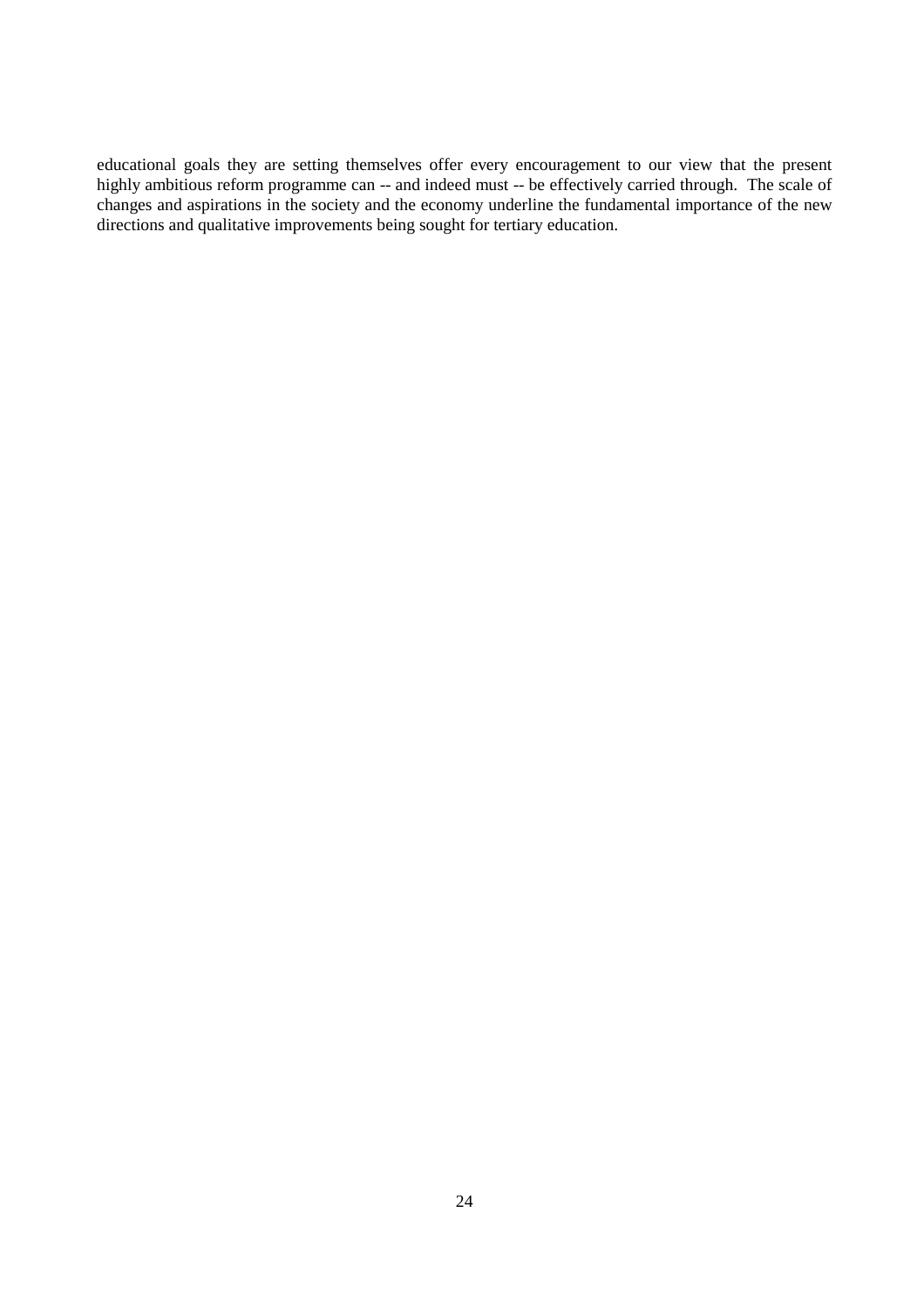educational goals they are setting themselves offer every encouragement to our view that the present highly ambitious reform programme can -- and indeed must -- be effectively carried through. The scale of changes and aspirations in the society and the economy underline the fundamental importance of the new directions and qualitative improvements being sought for tertiary education.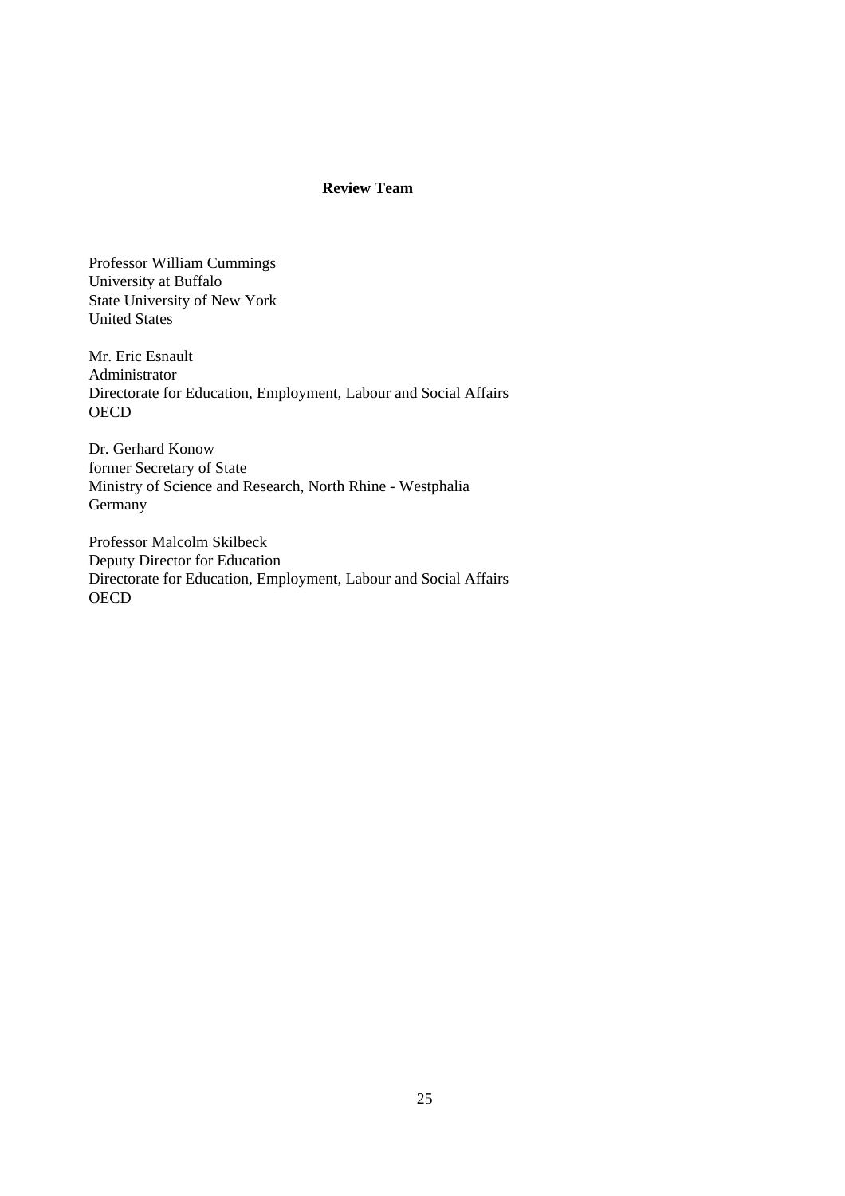## Review Team

Professor William Cummings
University at Buffalo
State University of New York
United States

Mr. Eric Esnault
Administrator
Directorate for Education, Employment, Labour and Social Affairs
OECD

Dr. Gerhard Konow
former Secretary of State
Ministry of Science and Research, North Rhine - Westphalia
Germany

Professor Malcolm Skilbeck
Deputy Director for Education
Directorate for Education, Employment, Labour and Social Affairs
OECD